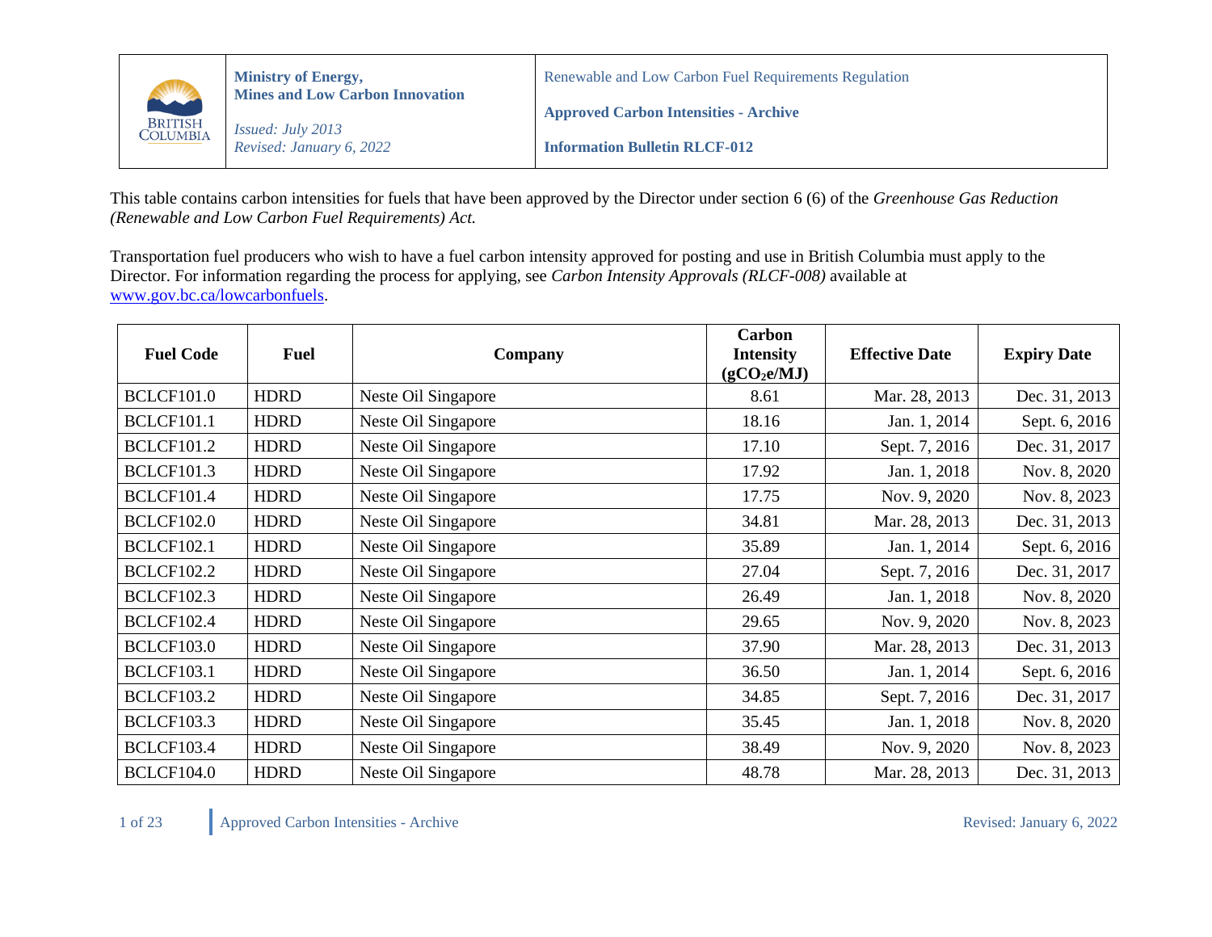| BRITISH COLUMBIA | **Ministry of Energy, Mines and Low Carbon Innovation**<br><br>*Issued: July 2013*<br>*Revised: January 6, 2022* | Renewable and Low Carbon Fuel Requirements Regulation<br><br>**Approved Carbon Intensities - Archive**<br><br>**Information Bulletin RLCF-012** |
|---|---|---|

This table contains carbon intensities for fuels that have been approved by the Director under section 6 (6) of the *Greenhouse Gas Reduction (Renewable and Low Carbon Fuel Requirements) Act.*

Transportation fuel producers who wish to have a fuel carbon intensity approved for posting and use in British Columbia must apply to the Director. For information regarding the process for applying, see *Carbon Intensity Approvals (RLCF-008)* available at www.gov.bc.ca/lowcarbonfuels.

| Fuel Code | Fuel | Company | Carbon Intensity ($gCO_2e/MJ$) | Effective Date | Expiry Date |
|---|---|---|---|---|---|
| BCLCF101.0 | HDRD | Neste Oil Singapore | 8.61 | Mar. 28, 2013 | Dec. 31, 2013 |
| BCLCF101.1 | HDRD | Neste Oil Singapore | 18.16 | Jan. 1, 2014 | Sept. 6, 2016 |
| BCLCF101.2 | HDRD | Neste Oil Singapore | 17.10 | Sept. 7, 2016 | Dec. 31, 2017 |
| BCLCF101.3 | HDRD | Neste Oil Singapore | 17.92 | Jan. 1, 2018 | Nov. 8, 2020 |
| BCLCF101.4 | HDRD | Neste Oil Singapore | 17.75 | Nov. 9, 2020 | Nov. 8, 2023 |
| BCLCF102.0 | HDRD | Neste Oil Singapore | 34.81 | Mar. 28, 2013 | Dec. 31, 2013 |
| BCLCF102.1 | HDRD | Neste Oil Singapore | 35.89 | Jan. 1, 2014 | Sept. 6, 2016 |
| BCLCF102.2 | HDRD | Neste Oil Singapore | 27.04 | Sept. 7, 2016 | Dec. 31, 2017 |
| BCLCF102.3 | HDRD | Neste Oil Singapore | 26.49 | Jan. 1, 2018 | Nov. 8, 2020 |
| BCLCF102.4 | HDRD | Neste Oil Singapore | 29.65 | Nov. 9, 2020 | Nov. 8, 2023 |
| BCLCF103.0 | HDRD | Neste Oil Singapore | 37.90 | Mar. 28, 2013 | Dec. 31, 2013 |
| BCLCF103.1 | HDRD | Neste Oil Singapore | 36.50 | Jan. 1, 2014 | Sept. 6, 2016 |
| BCLCF103.2 | HDRD | Neste Oil Singapore | 34.85 | Sept. 7, 2016 | Dec. 31, 2017 |
| BCLCF103.3 | HDRD | Neste Oil Singapore | 35.45 | Jan. 1, 2018 | Nov. 8, 2020 |
| BCLCF103.4 | HDRD | Neste Oil Singapore | 38.49 | Nov. 9, 2020 | Nov. 8, 2023 |
| BCLCF104.0 | HDRD | Neste Oil Singapore | 48.78 | Mar. 28, 2013 | Dec. 31, 2013 |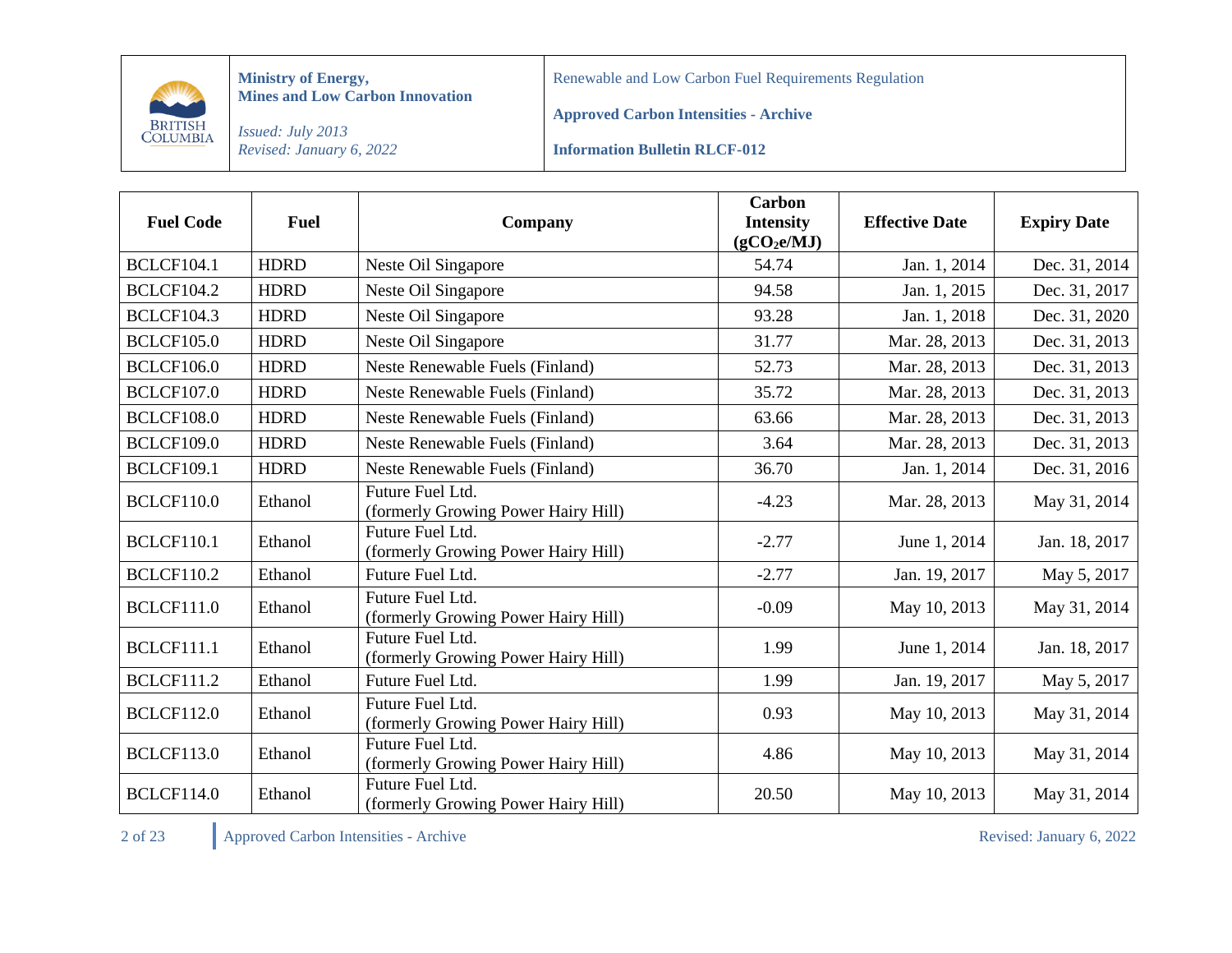| Fuel Code | Fuel | Company | Carbon Intensity ($gCO_2e/MJ$) | Effective Date | Expiry Date |
|---|---|---|---|---|---|
| BCLCF104.1 | HDRD | Neste Oil Singapore | 54.74 | Jan. 1, 2014 | Dec. 31, 2014 |
| BCLCF104.2 | HDRD | Neste Oil Singapore | 94.58 | Jan. 1, 2015 | Dec. 31, 2017 |
| BCLCF104.3 | HDRD | Neste Oil Singapore | 93.28 | Jan. 1, 2018 | Dec. 31, 2020 |
| BCLCF105.0 | HDRD | Neste Oil Singapore | 31.77 | Mar. 28, 2013 | Dec. 31, 2013 |
| BCLCF106.0 | HDRD | Neste Renewable Fuels (Finland) | 52.73 | Mar. 28, 2013 | Dec. 31, 2013 |
| BCLCF107.0 | HDRD | Neste Renewable Fuels (Finland) | 35.72 | Mar. 28, 2013 | Dec. 31, 2013 |
| BCLCF108.0 | HDRD | Neste Renewable Fuels (Finland) | 63.66 | Mar. 28, 2013 | Dec. 31, 2013 |
| BCLCF109.0 | HDRD | Neste Renewable Fuels (Finland) | 3.64 | Mar. 28, 2013 | Dec. 31, 2013 |
| BCLCF109.1 | HDRD | Neste Renewable Fuels (Finland) | 36.70 | Jan. 1, 2014 | Dec. 31, 2016 |
| BCLCF110.0 | Ethanol | Future Fuel Ltd. (formerly Growing Power Hairy Hill) | -4.23 | Mar. 28, 2013 | May 31, 2014 |
| BCLCF110.1 | Ethanol | Future Fuel Ltd. (formerly Growing Power Hairy Hill) | -2.77 | June 1, 2014 | Jan. 18, 2017 |
| BCLCF110.2 | Ethanol | Future Fuel Ltd. | -2.77 | Jan. 19, 2017 | May 5, 2017 |
| BCLCF111.0 | Ethanol | Future Fuel Ltd. (formerly Growing Power Hairy Hill) | -0.09 | May 10, 2013 | May 31, 2014 |
| BCLCF111.1 | Ethanol | Future Fuel Ltd. (formerly Growing Power Hairy Hill) | 1.99 | June 1, 2014 | Jan. 18, 2017 |
| BCLCF111.2 | Ethanol | Future Fuel Ltd. | 1.99 | Jan. 19, 2017 | May 5, 2017 |
| BCLCF112.0 | Ethanol | Future Fuel Ltd. (formerly Growing Power Hairy Hill) | 0.93 | May 10, 2013 | May 31, 2014 |
| BCLCF113.0 | Ethanol | Future Fuel Ltd. (formerly Growing Power Hairy Hill) | 4.86 | May 10, 2013 | May 31, 2014 |
| BCLCF114.0 | Ethanol | Future Fuel Ltd. (formerly Growing Power Hairy Hill) | 20.50 | May 10, 2013 | May 31, 2014 |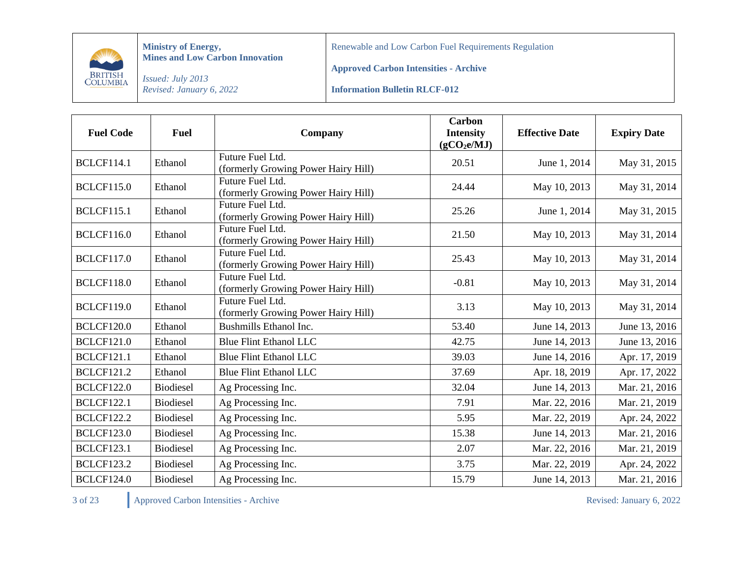| Fuel Code | Fuel | Company | Carbon Intensity ($gCO_2e/MJ$) | Effective Date | Expiry Date |
|---|---|---|---|---|---|
| BCLCF114.1 | Ethanol | Future Fuel Ltd. (formerly Growing Power Hairy Hill) | 20.51 | June 1, 2014 | May 31, 2015 |
| BCLCF115.0 | Ethanol | Future Fuel Ltd. (formerly Growing Power Hairy Hill) | 24.44 | May 10, 2013 | May 31, 2014 |
| BCLCF115.1 | Ethanol | Future Fuel Ltd. (formerly Growing Power Hairy Hill) | 25.26 | June 1, 2014 | May 31, 2015 |
| BCLCF116.0 | Ethanol | Future Fuel Ltd. (formerly Growing Power Hairy Hill) | 21.50 | May 10, 2013 | May 31, 2014 |
| BCLCF117.0 | Ethanol | Future Fuel Ltd. (formerly Growing Power Hairy Hill) | 25.43 | May 10, 2013 | May 31, 2014 |
| BCLCF118.0 | Ethanol | Future Fuel Ltd. (formerly Growing Power Hairy Hill) | -0.81 | May 10, 2013 | May 31, 2014 |
| BCLCF119.0 | Ethanol | Future Fuel Ltd. (formerly Growing Power Hairy Hill) | 3.13 | May 10, 2013 | May 31, 2014 |
| BCLCF120.0 | Ethanol | Bushmills Ethanol Inc. | 53.40 | June 14, 2013 | June 13, 2016 |
| BCLCF121.0 | Ethanol | Blue Flint Ethanol LLC | 42.75 | June 14, 2013 | June 13, 2016 |
| BCLCF121.1 | Ethanol | Blue Flint Ethanol LLC | 39.03 | June 14, 2016 | Apr. 17, 2019 |
| BCLCF121.2 | Ethanol | Blue Flint Ethanol LLC | 37.69 | Apr. 18, 2019 | Apr. 17, 2022 |
| BCLCF122.0 | Biodiesel | Ag Processing Inc. | 32.04 | June 14, 2013 | Mar. 21, 2016 |
| BCLCF122.1 | Biodiesel | Ag Processing Inc. | 7.91 | Mar. 22, 2016 | Mar. 21, 2019 |
| BCLCF122.2 | Biodiesel | Ag Processing Inc. | 5.95 | Mar. 22, 2019 | Apr. 24, 2022 |
| BCLCF123.0 | Biodiesel | Ag Processing Inc. | 15.38 | June 14, 2013 | Mar. 21, 2016 |
| BCLCF123.1 | Biodiesel | Ag Processing Inc. | 2.07 | Mar. 22, 2016 | Mar. 21, 2019 |
| BCLCF123.2 | Biodiesel | Ag Processing Inc. | 3.75 | Mar. 22, 2019 | Apr. 24, 2022 |
| BCLCF124.0 | Biodiesel | Ag Processing Inc. | 15.79 | June 14, 2013 | Mar. 21, 2016 |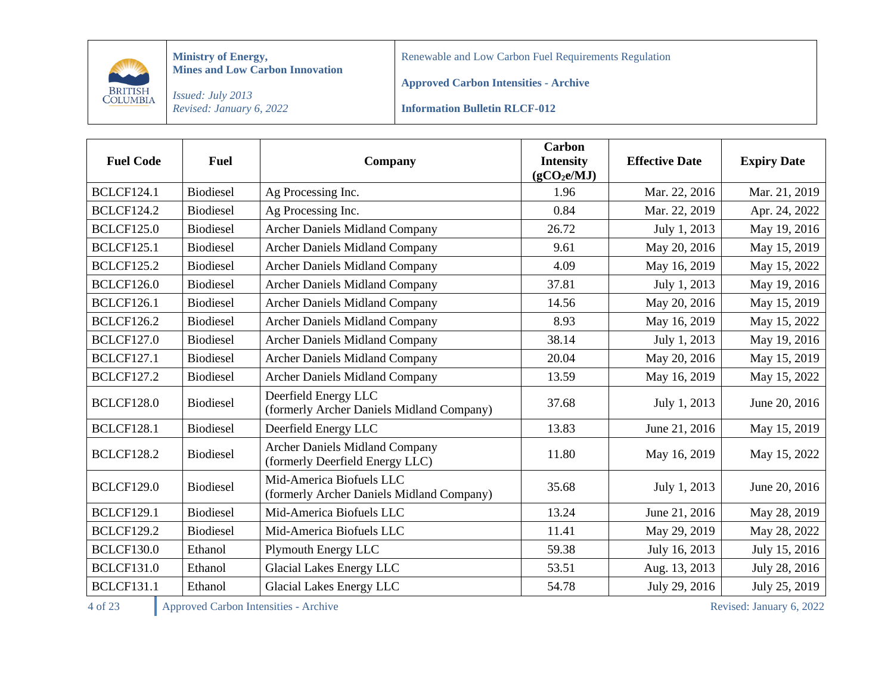| Fuel Code | Fuel | Company | Carbon Intensity ($gCO_2e/MJ$) | Effective Date | Expiry Date |
|---|---|---|---|---|---|
| BCLCF124.1 | Biodiesel | Ag Processing Inc. | 1.96 | Mar. 22, 2016 | Mar. 21, 2019 |
| BCLCF124.2 | Biodiesel | Ag Processing Inc. | 0.84 | Mar. 22, 2019 | Apr. 24, 2022 |
| BCLCF125.0 | Biodiesel | Archer Daniels Midland Company | 26.72 | July 1, 2013 | May 19, 2016 |
| BCLCF125.1 | Biodiesel | Archer Daniels Midland Company | 9.61 | May 20, 2016 | May 15, 2019 |
| BCLCF125.2 | Biodiesel | Archer Daniels Midland Company | 4.09 | May 16, 2019 | May 15, 2022 |
| BCLCF126.0 | Biodiesel | Archer Daniels Midland Company | 37.81 | July 1, 2013 | May 19, 2016 |
| BCLCF126.1 | Biodiesel | Archer Daniels Midland Company | 14.56 | May 20, 2016 | May 15, 2019 |
| BCLCF126.2 | Biodiesel | Archer Daniels Midland Company | 8.93 | May 16, 2019 | May 15, 2022 |
| BCLCF127.0 | Biodiesel | Archer Daniels Midland Company | 38.14 | July 1, 2013 | May 19, 2016 |
| BCLCF127.1 | Biodiesel | Archer Daniels Midland Company | 20.04 | May 20, 2016 | May 15, 2019 |
| BCLCF127.2 | Biodiesel | Archer Daniels Midland Company | 13.59 | May 16, 2019 | May 15, 2022 |
| BCLCF128.0 | Biodiesel | Deerfield Energy LLC (formerly Archer Daniels Midland Company) | 37.68 | July 1, 2013 | June 20, 2016 |
| BCLCF128.1 | Biodiesel | Deerfield Energy LLC | 13.83 | June 21, 2016 | May 15, 2019 |
| BCLCF128.2 | Biodiesel | Archer Daniels Midland Company (formerly Deerfield Energy LLC) | 11.80 | May 16, 2019 | May 15, 2022 |
| BCLCF129.0 | Biodiesel | Mid-America Biofuels LLC (formerly Archer Daniels Midland Company) | 35.68 | July 1, 2013 | June 20, 2016 |
| BCLCF129.1 | Biodiesel | Mid-America Biofuels LLC | 13.24 | June 21, 2016 | May 28, 2019 |
| BCLCF129.2 | Biodiesel | Mid-America Biofuels LLC | 11.41 | May 29, 2019 | May 28, 2022 |
| BCLCF130.0 | Ethanol | Plymouth Energy LLC | 59.38 | July 16, 2013 | July 15, 2016 |
| BCLCF131.0 | Ethanol | Glacial Lakes Energy LLC | 53.51 | Aug. 13, 2013 | July 28, 2016 |
| BCLCF131.1 | Ethanol | Glacial Lakes Energy LLC | 54.78 | July 29, 2016 | July 25, 2019 |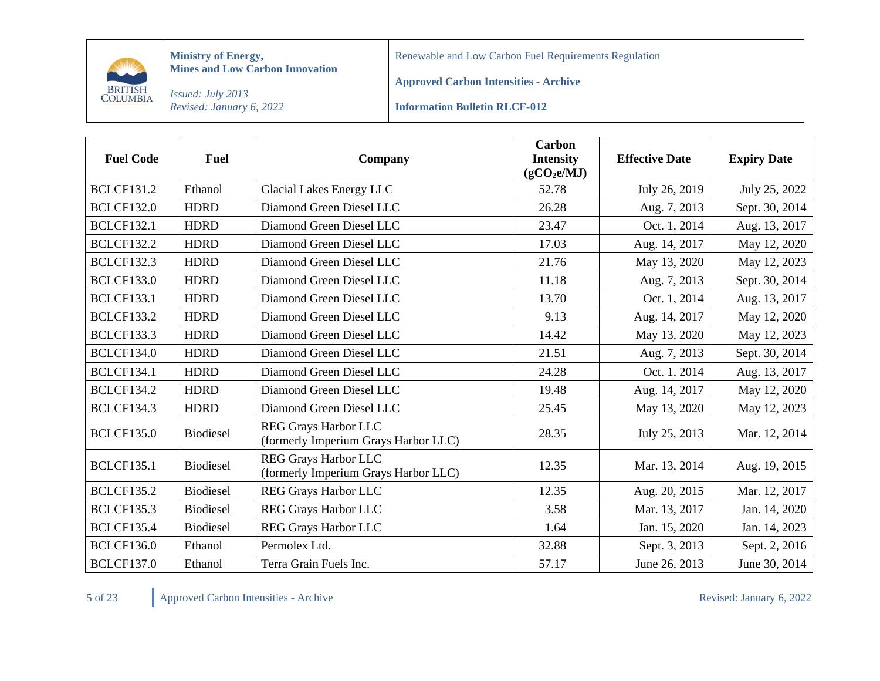| Fuel Code | Fuel | Company | Carbon Intensity ($gCO_2e/MJ$) | Effective Date | Expiry Date |
|---|---|---|---|---|---|
| BCLCF131.2 | Ethanol | Glacial Lakes Energy LLC | 52.78 | July 26, 2019 | July 25, 2022 |
| BCLCF132.0 | HDRD | Diamond Green Diesel LLC | 26.28 | Aug. 7, 2013 | Sept. 30, 2014 |
| BCLCF132.1 | HDRD | Diamond Green Diesel LLC | 23.47 | Oct. 1, 2014 | Aug. 13, 2017 |
| BCLCF132.2 | HDRD | Diamond Green Diesel LLC | 17.03 | Aug. 14, 2017 | May 12, 2020 |
| BCLCF132.3 | HDRD | Diamond Green Diesel LLC | 21.76 | May 13, 2020 | May 12, 2023 |
| BCLCF133.0 | HDRD | Diamond Green Diesel LLC | 11.18 | Aug. 7, 2013 | Sept. 30, 2014 |
| BCLCF133.1 | HDRD | Diamond Green Diesel LLC | 13.70 | Oct. 1, 2014 | Aug. 13, 2017 |
| BCLCF133.2 | HDRD | Diamond Green Diesel LLC | 9.13 | Aug. 14, 2017 | May 12, 2020 |
| BCLCF133.3 | HDRD | Diamond Green Diesel LLC | 14.42 | May 13, 2020 | May 12, 2023 |
| BCLCF134.0 | HDRD | Diamond Green Diesel LLC | 21.51 | Aug. 7, 2013 | Sept. 30, 2014 |
| BCLCF134.1 | HDRD | Diamond Green Diesel LLC | 24.28 | Oct. 1, 2014 | Aug. 13, 2017 |
| BCLCF134.2 | HDRD | Diamond Green Diesel LLC | 19.48 | Aug. 14, 2017 | May 12, 2020 |
| BCLCF134.3 | HDRD | Diamond Green Diesel LLC | 25.45 | May 13, 2020 | May 12, 2023 |
| BCLCF135.0 | Biodiesel | REG Grays Harbor LLC (formerly Imperium Grays Harbor LLC) | 28.35 | July 25, 2013 | Mar. 12, 2014 |
| BCLCF135.1 | Biodiesel | REG Grays Harbor LLC (formerly Imperium Grays Harbor LLC) | 12.35 | Mar. 13, 2014 | Aug. 19, 2015 |
| BCLCF135.2 | Biodiesel | REG Grays Harbor LLC | 12.35 | Aug. 20, 2015 | Mar. 12, 2017 |
| BCLCF135.3 | Biodiesel | REG Grays Harbor LLC | 3.58 | Mar. 13, 2017 | Jan. 14, 2020 |
| BCLCF135.4 | Biodiesel | REG Grays Harbor LLC | 1.64 | Jan. 15, 2020 | Jan. 14, 2023 |
| BCLCF136.0 | Ethanol | Permolex Ltd. | 32.88 | Sept. 3, 2013 | Sept. 2, 2016 |
| BCLCF137.0 | Ethanol | Terra Grain Fuels Inc. | 57.17 | June 26, 2013 | June 30, 2014 |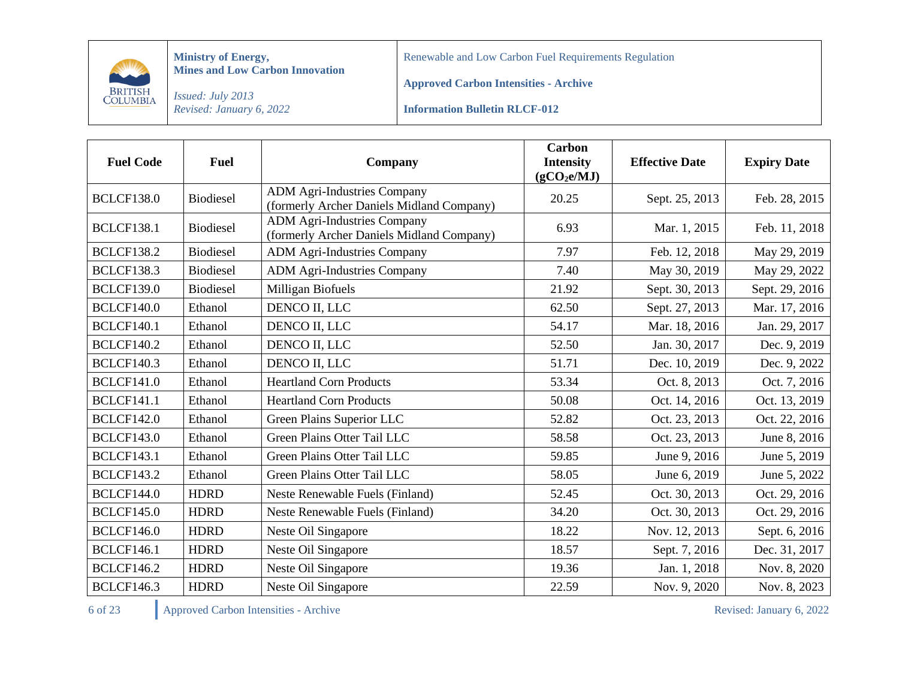| Fuel Code | Fuel | Company | Carbon Intensity ($gCO_2e/MJ$) | Effective Date | Expiry Date |
|---|---|---|---|---|---|
| BCLCF138.0 | Biodiesel | ADM Agri-Industries Company (formerly Archer Daniels Midland Company) | 20.25 | Sept. 25, 2013 | Feb. 28, 2015 |
| BCLCF138.1 | Biodiesel | ADM Agri-Industries Company (formerly Archer Daniels Midland Company) | 6.93 | Mar. 1, 2015 | Feb. 11, 2018 |
| BCLCF138.2 | Biodiesel | ADM Agri-Industries Company | 7.97 | Feb. 12, 2018 | May 29, 2019 |
| BCLCF138.3 | Biodiesel | ADM Agri-Industries Company | 7.40 | May 30, 2019 | May 29, 2022 |
| BCLCF139.0 | Biodiesel | Milligan Biofuels | 21.92 | Sept. 30, 2013 | Sept. 29, 2016 |
| BCLCF140.0 | Ethanol | DENCO II, LLC | 62.50 | Sept. 27, 2013 | Mar. 17, 2016 |
| BCLCF140.1 | Ethanol | DENCO II, LLC | 54.17 | Mar. 18, 2016 | Jan. 29, 2017 |
| BCLCF140.2 | Ethanol | DENCO II, LLC | 52.50 | Jan. 30, 2017 | Dec. 9, 2019 |
| BCLCF140.3 | Ethanol | DENCO II, LLC | 51.71 | Dec. 10, 2019 | Dec. 9, 2022 |
| BCLCF141.0 | Ethanol | Heartland Corn Products | 53.34 | Oct. 8, 2013 | Oct. 7, 2016 |
| BCLCF141.1 | Ethanol | Heartland Corn Products | 50.08 | Oct. 14, 2016 | Oct. 13, 2019 |
| BCLCF142.0 | Ethanol | Green Plains Superior LLC | 52.82 | Oct. 23, 2013 | Oct. 22, 2016 |
| BCLCF143.0 | Ethanol | Green Plains Otter Tail LLC | 58.58 | Oct. 23, 2013 | June 8, 2016 |
| BCLCF143.1 | Ethanol | Green Plains Otter Tail LLC | 59.85 | June 9, 2016 | June 5, 2019 |
| BCLCF143.2 | Ethanol | Green Plains Otter Tail LLC | 58.05 | June 6, 2019 | June 5, 2022 |
| BCLCF144.0 | HDRD | Neste Renewable Fuels (Finland) | 52.45 | Oct. 30, 2013 | Oct. 29, 2016 |
| BCLCF145.0 | HDRD | Neste Renewable Fuels (Finland) | 34.20 | Oct. 30, 2013 | Oct. 29, 2016 |
| BCLCF146.0 | HDRD | Neste Oil Singapore | 18.22 | Nov. 12, 2013 | Sept. 6, 2016 |
| BCLCF146.1 | HDRD | Neste Oil Singapore | 18.57 | Sept. 7, 2016 | Dec. 31, 2017 |
| BCLCF146.2 | HDRD | Neste Oil Singapore | 19.36 | Jan. 1, 2018 | Nov. 8, 2020 |
| BCLCF146.3 | HDRD | Neste Oil Singapore | 22.59 | Nov. 9, 2020 | Nov. 8, 2023 |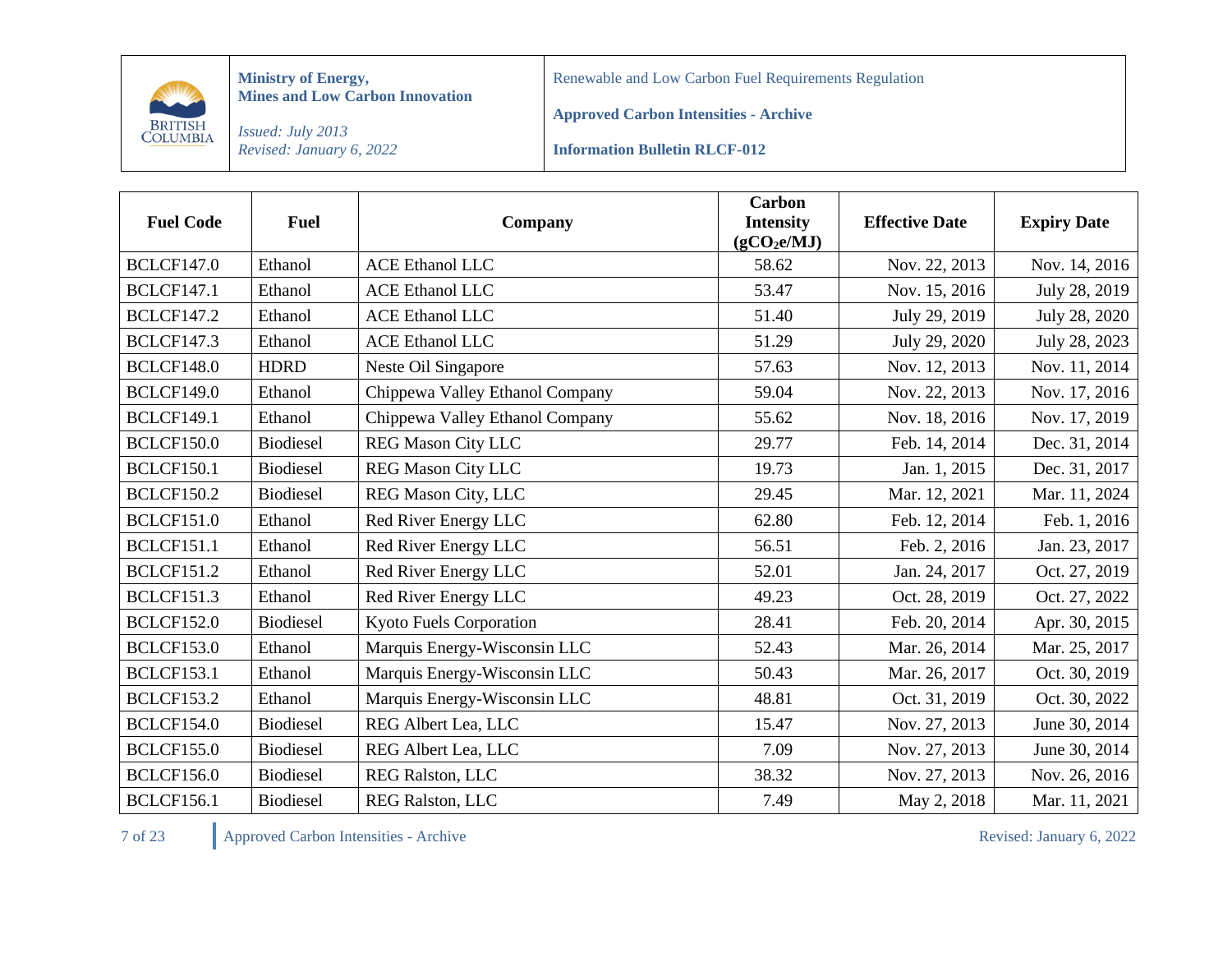| Fuel Code | Fuel | Company | Carbon Intensity ($gCO_2e/MJ$) | Effective Date | Expiry Date |
|---|---|---|---|---|---|
| BCLCF147.0 | Ethanol | ACE Ethanol LLC | 58.62 | Nov. 22, 2013 | Nov. 14, 2016 |
| BCLCF147.1 | Ethanol | ACE Ethanol LLC | 53.47 | Nov. 15, 2016 | July 28, 2019 |
| BCLCF147.2 | Ethanol | ACE Ethanol LLC | 51.40 | July 29, 2019 | July 28, 2020 |
| BCLCF147.3 | Ethanol | ACE Ethanol LLC | 51.29 | July 29, 2020 | July 28, 2023 |
| BCLCF148.0 | HDRD | Neste Oil Singapore | 57.63 | Nov. 12, 2013 | Nov. 11, 2014 |
| BCLCF149.0 | Ethanol | Chippewa Valley Ethanol Company | 59.04 | Nov. 22, 2013 | Nov. 17, 2016 |
| BCLCF149.1 | Ethanol | Chippewa Valley Ethanol Company | 55.62 | Nov. 18, 2016 | Nov. 17, 2019 |
| BCLCF150.0 | Biodiesel | REG Mason City LLC | 29.77 | Feb. 14, 2014 | Dec. 31, 2014 |
| BCLCF150.1 | Biodiesel | REG Mason City LLC | 19.73 | Jan. 1, 2015 | Dec. 31, 2017 |
| BCLCF150.2 | Biodiesel | REG Mason City, LLC | 29.45 | Mar. 12, 2021 | Mar. 11, 2024 |
| BCLCF151.0 | Ethanol | Red River Energy LLC | 62.80 | Feb. 12, 2014 | Feb. 1, 2016 |
| BCLCF151.1 | Ethanol | Red River Energy LLC | 56.51 | Feb. 2, 2016 | Jan. 23, 2017 |
| BCLCF151.2 | Ethanol | Red River Energy LLC | 52.01 | Jan. 24, 2017 | Oct. 27, 2019 |
| BCLCF151.3 | Ethanol | Red River Energy LLC | 49.23 | Oct. 28, 2019 | Oct. 27, 2022 |
| BCLCF152.0 | Biodiesel | Kyoto Fuels Corporation | 28.41 | Feb. 20, 2014 | Apr. 30, 2015 |
| BCLCF153.0 | Ethanol | Marquis Energy-Wisconsin LLC | 52.43 | Mar. 26, 2014 | Mar. 25, 2017 |
| BCLCF153.1 | Ethanol | Marquis Energy-Wisconsin LLC | 50.43 | Mar. 26, 2017 | Oct. 30, 2019 |
| BCLCF153.2 | Ethanol | Marquis Energy-Wisconsin LLC | 48.81 | Oct. 31, 2019 | Oct. 30, 2022 |
| BCLCF154.0 | Biodiesel | REG Albert Lea, LLC | 15.47 | Nov. 27, 2013 | June 30, 2014 |
| BCLCF155.0 | Biodiesel | REG Albert Lea, LLC | 7.09 | Nov. 27, 2013 | June 30, 2014 |
| BCLCF156.0 | Biodiesel | REG Ralston, LLC | 38.32 | Nov. 27, 2013 | Nov. 26, 2016 |
| BCLCF156.1 | Biodiesel | REG Ralston, LLC | 7.49 | May 2, 2018 | Mar. 11, 2021 |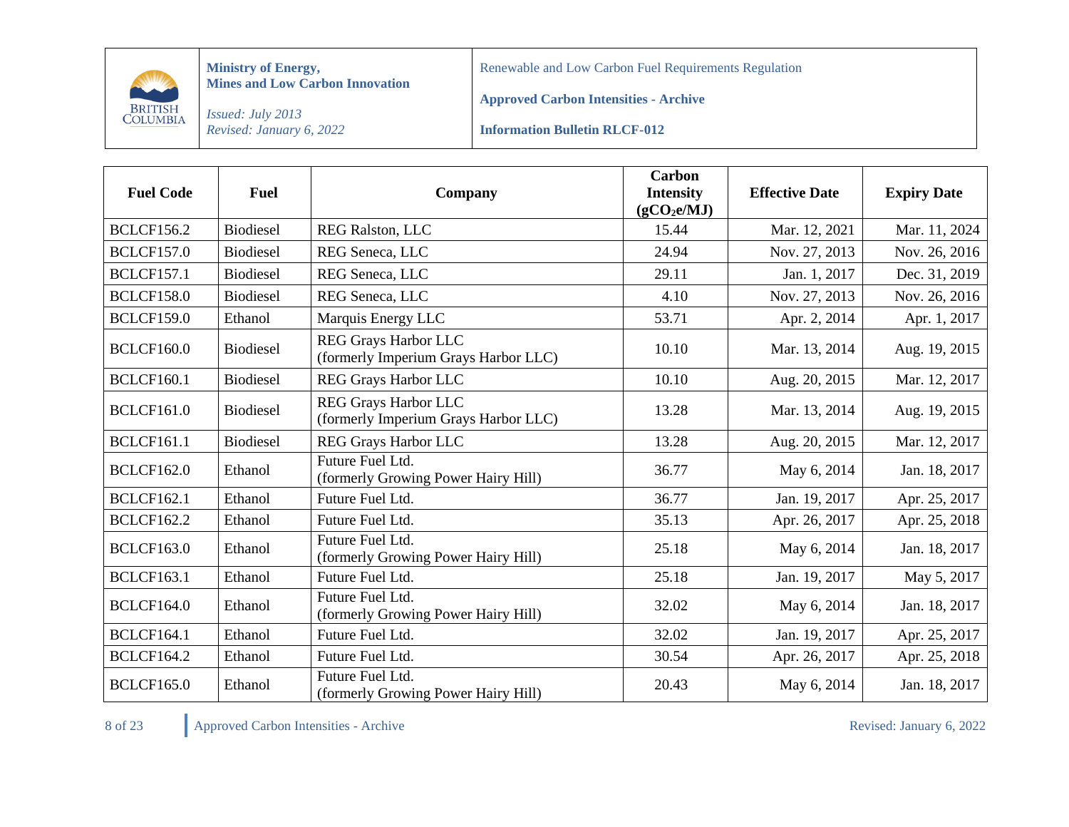| Fuel Code | Fuel | Company | Carbon Intensity ($gCO_2e/MJ$) | Effective Date | Expiry Date |
|---|---|---|---|---|---|
| BCLCF156.2 | Biodiesel | REG Ralston, LLC | 15.44 | Mar. 12, 2021 | Mar. 11, 2024 |
| BCLCF157.0 | Biodiesel | REG Seneca, LLC | 24.94 | Nov. 27, 2013 | Nov. 26, 2016 |
| BCLCF157.1 | Biodiesel | REG Seneca, LLC | 29.11 | Jan. 1, 2017 | Dec. 31, 2019 |
| BCLCF158.0 | Biodiesel | REG Seneca, LLC | 4.10 | Nov. 27, 2013 | Nov. 26, 2016 |
| BCLCF159.0 | Ethanol | Marquis Energy LLC | 53.71 | Apr. 2, 2014 | Apr. 1, 2017 |
| BCLCF160.0 | Biodiesel | REG Grays Harbor LLC (formerly Imperium Grays Harbor LLC) | 10.10 | Mar. 13, 2014 | Aug. 19, 2015 |
| BCLCF160.1 | Biodiesel | REG Grays Harbor LLC | 10.10 | Aug. 20, 2015 | Mar. 12, 2017 |
| BCLCF161.0 | Biodiesel | REG Grays Harbor LLC (formerly Imperium Grays Harbor LLC) | 13.28 | Mar. 13, 2014 | Aug. 19, 2015 |
| BCLCF161.1 | Biodiesel | REG Grays Harbor LLC | 13.28 | Aug. 20, 2015 | Mar. 12, 2017 |
| BCLCF162.0 | Ethanol | Future Fuel Ltd. (formerly Growing Power Hairy Hill) | 36.77 | May 6, 2014 | Jan. 18, 2017 |
| BCLCF162.1 | Ethanol | Future Fuel Ltd. | 36.77 | Jan. 19, 2017 | Apr. 25, 2017 |
| BCLCF162.2 | Ethanol | Future Fuel Ltd. | 35.13 | Apr. 26, 2017 | Apr. 25, 2018 |
| BCLCF163.0 | Ethanol | Future Fuel Ltd. (formerly Growing Power Hairy Hill) | 25.18 | May 6, 2014 | Jan. 18, 2017 |
| BCLCF163.1 | Ethanol | Future Fuel Ltd. | 25.18 | Jan. 19, 2017 | May 5, 2017 |
| BCLCF164.0 | Ethanol | Future Fuel Ltd. (formerly Growing Power Hairy Hill) | 32.02 | May 6, 2014 | Jan. 18, 2017 |
| BCLCF164.1 | Ethanol | Future Fuel Ltd. | 32.02 | Jan. 19, 2017 | Apr. 25, 2017 |
| BCLCF164.2 | Ethanol | Future Fuel Ltd. | 30.54 | Apr. 26, 2017 | Apr. 25, 2018 |
| BCLCF165.0 | Ethanol | Future Fuel Ltd. (formerly Growing Power Hairy Hill) | 20.43 | May 6, 2014 | Jan. 18, 2017 |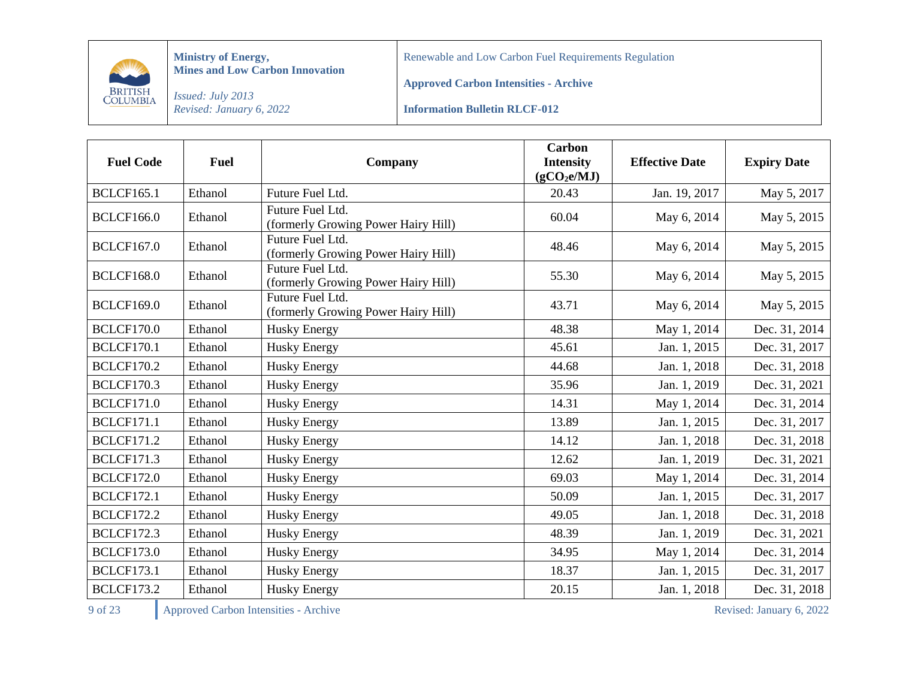| Fuel Code | Fuel | Company | Carbon Intensity ($gCO_2e/MJ$) | Effective Date | Expiry Date |
|---|---|---|---|---|---|
| BCLCF165.1 | Ethanol | Future Fuel Ltd. | 20.43 | Jan. 19, 2017 | May 5, 2017 |
| BCLCF166.0 | Ethanol | Future Fuel Ltd. (formerly Growing Power Hairy Hill) | 60.04 | May 6, 2014 | May 5, 2015 |
| BCLCF167.0 | Ethanol | Future Fuel Ltd. (formerly Growing Power Hairy Hill) | 48.46 | May 6, 2014 | May 5, 2015 |
| BCLCF168.0 | Ethanol | Future Fuel Ltd. (formerly Growing Power Hairy Hill) | 55.30 | May 6, 2014 | May 5, 2015 |
| BCLCF169.0 | Ethanol | Future Fuel Ltd. (formerly Growing Power Hairy Hill) | 43.71 | May 6, 2014 | May 5, 2015 |
| BCLCF170.0 | Ethanol | Husky Energy | 48.38 | May 1, 2014 | Dec. 31, 2014 |
| BCLCF170.1 | Ethanol | Husky Energy | 45.61 | Jan. 1, 2015 | Dec. 31, 2017 |
| BCLCF170.2 | Ethanol | Husky Energy | 44.68 | Jan. 1, 2018 | Dec. 31, 2018 |
| BCLCF170.3 | Ethanol | Husky Energy | 35.96 | Jan. 1, 2019 | Dec. 31, 2021 |
| BCLCF171.0 | Ethanol | Husky Energy | 14.31 | May 1, 2014 | Dec. 31, 2014 |
| BCLCF171.1 | Ethanol | Husky Energy | 13.89 | Jan. 1, 2015 | Dec. 31, 2017 |
| BCLCF171.2 | Ethanol | Husky Energy | 14.12 | Jan. 1, 2018 | Dec. 31, 2018 |
| BCLCF171.3 | Ethanol | Husky Energy | 12.62 | Jan. 1, 2019 | Dec. 31, 2021 |
| BCLCF172.0 | Ethanol | Husky Energy | 69.03 | May 1, 2014 | Dec. 31, 2014 |
| BCLCF172.1 | Ethanol | Husky Energy | 50.09 | Jan. 1, 2015 | Dec. 31, 2017 |
| BCLCF172.2 | Ethanol | Husky Energy | 49.05 | Jan. 1, 2018 | Dec. 31, 2018 |
| BCLCF172.3 | Ethanol | Husky Energy | 48.39 | Jan. 1, 2019 | Dec. 31, 2021 |
| BCLCF173.0 | Ethanol | Husky Energy | 34.95 | May 1, 2014 | Dec. 31, 2014 |
| BCLCF173.1 | Ethanol | Husky Energy | 18.37 | Jan. 1, 2015 | Dec. 31, 2017 |
| BCLCF173.2 | Ethanol | Husky Energy | 20.15 | Jan. 1, 2018 | Dec. 31, 2018 |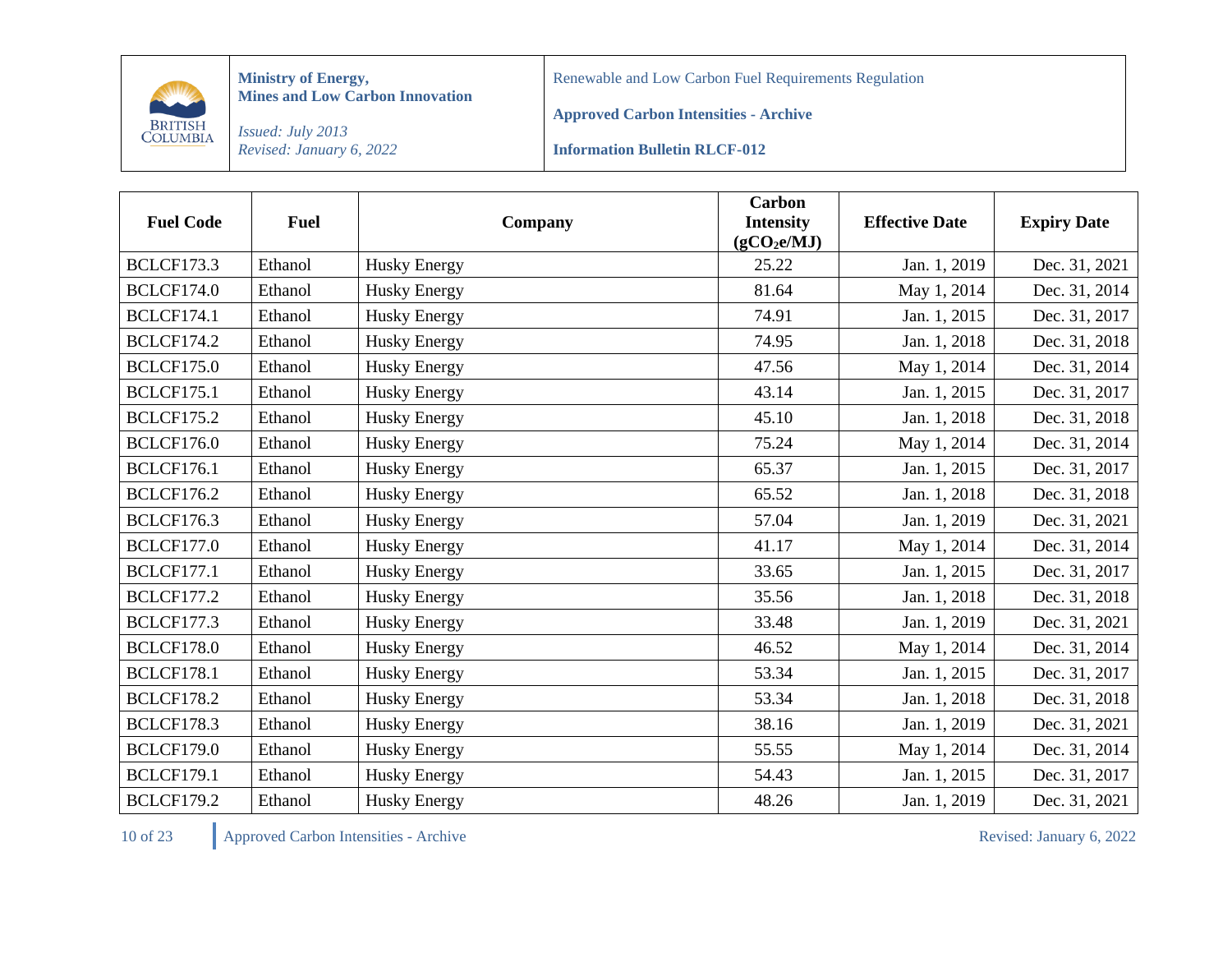| Fuel Code | Fuel | Company | Carbon Intensity ($gCO_2e/MJ$) | Effective Date | Expiry Date |
|---|---|---|---|---|---|
| BCLCF173.3 | Ethanol | Husky Energy | 25.22 | Jan. 1, 2019 | Dec. 31, 2021 |
| BCLCF174.0 | Ethanol | Husky Energy | 81.64 | May 1, 2014 | Dec. 31, 2014 |
| BCLCF174.1 | Ethanol | Husky Energy | 74.91 | Jan. 1, 2015 | Dec. 31, 2017 |
| BCLCF174.2 | Ethanol | Husky Energy | 74.95 | Jan. 1, 2018 | Dec. 31, 2018 |
| BCLCF175.0 | Ethanol | Husky Energy | 47.56 | May 1, 2014 | Dec. 31, 2014 |
| BCLCF175.1 | Ethanol | Husky Energy | 43.14 | Jan. 1, 2015 | Dec. 31, 2017 |
| BCLCF175.2 | Ethanol | Husky Energy | 45.10 | Jan. 1, 2018 | Dec. 31, 2018 |
| BCLCF176.0 | Ethanol | Husky Energy | 75.24 | May 1, 2014 | Dec. 31, 2014 |
| BCLCF176.1 | Ethanol | Husky Energy | 65.37 | Jan. 1, 2015 | Dec. 31, 2017 |
| BCLCF176.2 | Ethanol | Husky Energy | 65.52 | Jan. 1, 2018 | Dec. 31, 2018 |
| BCLCF176.3 | Ethanol | Husky Energy | 57.04 | Jan. 1, 2019 | Dec. 31, 2021 |
| BCLCF177.0 | Ethanol | Husky Energy | 41.17 | May 1, 2014 | Dec. 31, 2014 |
| BCLCF177.1 | Ethanol | Husky Energy | 33.65 | Jan. 1, 2015 | Dec. 31, 2017 |
| BCLCF177.2 | Ethanol | Husky Energy | 35.56 | Jan. 1, 2018 | Dec. 31, 2018 |
| BCLCF177.3 | Ethanol | Husky Energy | 33.48 | Jan. 1, 2019 | Dec. 31, 2021 |
| BCLCF178.0 | Ethanol | Husky Energy | 46.52 | May 1, 2014 | Dec. 31, 2014 |
| BCLCF178.1 | Ethanol | Husky Energy | 53.34 | Jan. 1, 2015 | Dec. 31, 2017 |
| BCLCF178.2 | Ethanol | Husky Energy | 53.34 | Jan. 1, 2018 | Dec. 31, 2018 |
| BCLCF178.3 | Ethanol | Husky Energy | 38.16 | Jan. 1, 2019 | Dec. 31, 2021 |
| BCLCF179.0 | Ethanol | Husky Energy | 55.55 | May 1, 2014 | Dec. 31, 2014 |
| BCLCF179.1 | Ethanol | Husky Energy | 54.43 | Jan. 1, 2015 | Dec. 31, 2017 |
| BCLCF179.2 | Ethanol | Husky Energy | 48.26 | Jan. 1, 2019 | Dec. 31, 2021 |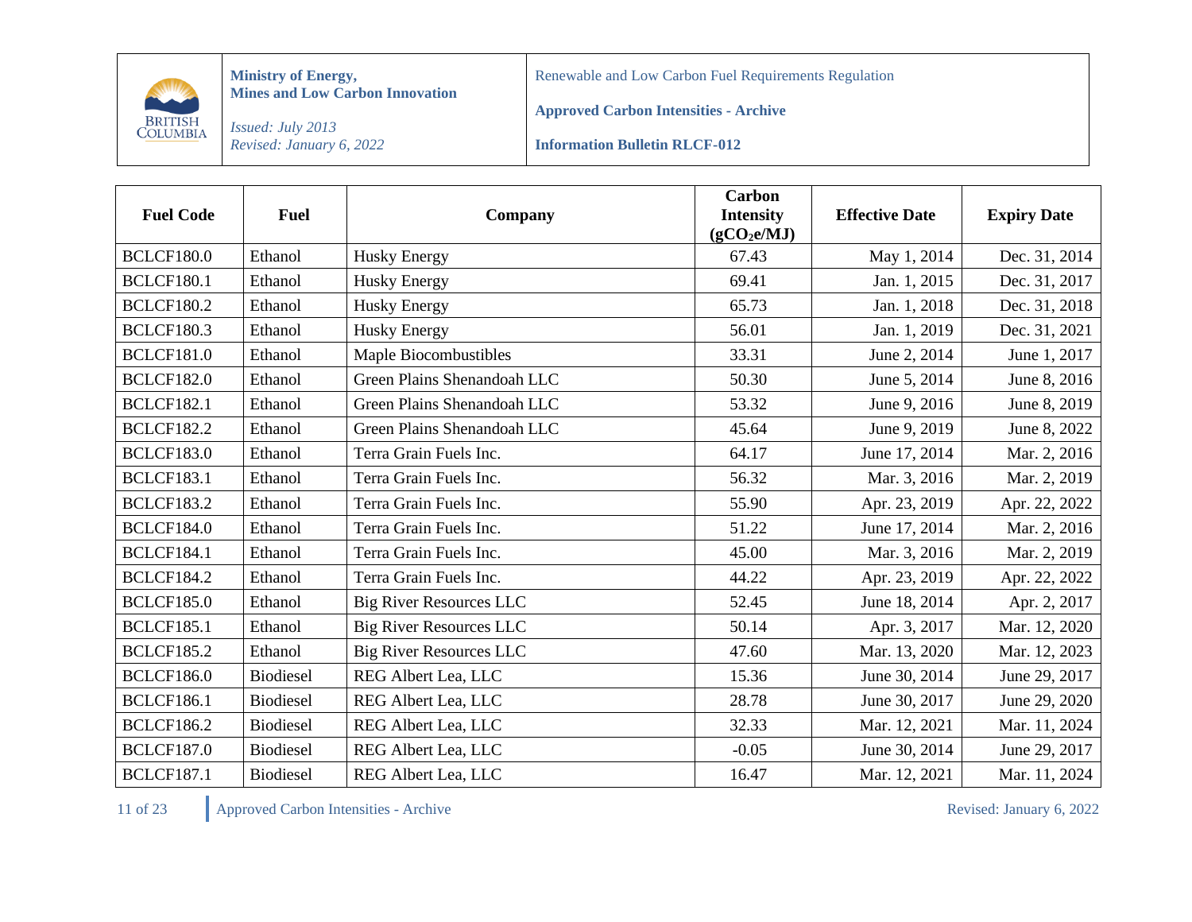| Fuel Code | Fuel | Company | Carbon Intensity ($gCO_2e/MJ$) | Effective Date | Expiry Date |
|---|---|---|---|---|---|
| BCLCF180.0 | Ethanol | Husky Energy | 67.43 | May 1, 2014 | Dec. 31, 2014 |
| BCLCF180.1 | Ethanol | Husky Energy | 69.41 | Jan. 1, 2015 | Dec. 31, 2017 |
| BCLCF180.2 | Ethanol | Husky Energy | 65.73 | Jan. 1, 2018 | Dec. 31, 2018 |
| BCLCF180.3 | Ethanol | Husky Energy | 56.01 | Jan. 1, 2019 | Dec. 31, 2021 |
| BCLCF181.0 | Ethanol | Maple Biocombustibles | 33.31 | June 2, 2014 | June 1, 2017 |
| BCLCF182.0 | Ethanol | Green Plains Shenandoah LLC | 50.30 | June 5, 2014 | June 8, 2016 |
| BCLCF182.1 | Ethanol | Green Plains Shenandoah LLC | 53.32 | June 9, 2016 | June 8, 2019 |
| BCLCF182.2 | Ethanol | Green Plains Shenandoah LLC | 45.64 | June 9, 2019 | June 8, 2022 |
| BCLCF183.0 | Ethanol | Terra Grain Fuels Inc. | 64.17 | June 17, 2014 | Mar. 2, 2016 |
| BCLCF183.1 | Ethanol | Terra Grain Fuels Inc. | 56.32 | Mar. 3, 2016 | Mar. 2, 2019 |
| BCLCF183.2 | Ethanol | Terra Grain Fuels Inc. | 55.90 | Apr. 23, 2019 | Apr. 22, 2022 |
| BCLCF184.0 | Ethanol | Terra Grain Fuels Inc. | 51.22 | June 17, 2014 | Mar. 2, 2016 |
| BCLCF184.1 | Ethanol | Terra Grain Fuels Inc. | 45.00 | Mar. 3, 2016 | Mar. 2, 2019 |
| BCLCF184.2 | Ethanol | Terra Grain Fuels Inc. | 44.22 | Apr. 23, 2019 | Apr. 22, 2022 |
| BCLCF185.0 | Ethanol | Big River Resources LLC | 52.45 | June 18, 2014 | Apr. 2, 2017 |
| BCLCF185.1 | Ethanol | Big River Resources LLC | 50.14 | Apr. 3, 2017 | Mar. 12, 2020 |
| BCLCF185.2 | Ethanol | Big River Resources LLC | 47.60 | Mar. 13, 2020 | Mar. 12, 2023 |
| BCLCF186.0 | Biodiesel | REG Albert Lea, LLC | 15.36 | June 30, 2014 | June 29, 2017 |
| BCLCF186.1 | Biodiesel | REG Albert Lea, LLC | 28.78 | June 30, 2017 | June 29, 2020 |
| BCLCF186.2 | Biodiesel | REG Albert Lea, LLC | 32.33 | Mar. 12, 2021 | Mar. 11, 2024 |
| BCLCF187.0 | Biodiesel | REG Albert Lea, LLC | -0.05 | June 30, 2014 | June 29, 2017 |
| BCLCF187.1 | Biodiesel | REG Albert Lea, LLC | 16.47 | Mar. 12, 2021 | Mar. 11, 2024 |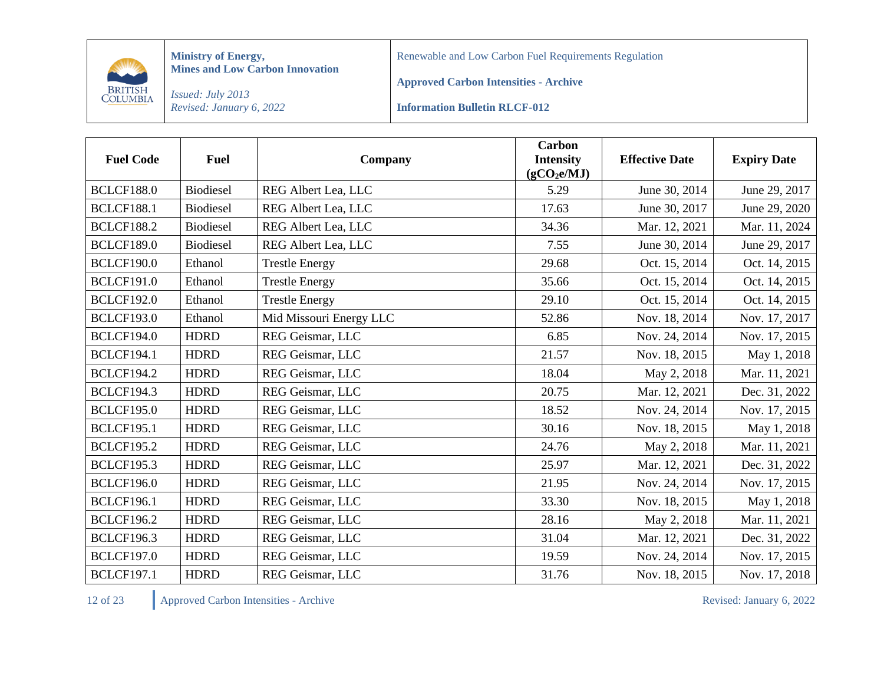| Fuel Code | Fuel | Company | Carbon Intensity ($gCO_2e/MJ$) | Effective Date | Expiry Date |
|---|---|---|---|---|---|
| BCLCF188.0 | Biodiesel | REG Albert Lea, LLC | 5.29 | June 30, 2014 | June 29, 2017 |
| BCLCF188.1 | Biodiesel | REG Albert Lea, LLC | 17.63 | June 30, 2017 | June 29, 2020 |
| BCLCF188.2 | Biodiesel | REG Albert Lea, LLC | 34.36 | Mar. 12, 2021 | Mar. 11, 2024 |
| BCLCF189.0 | Biodiesel | REG Albert Lea, LLC | 7.55 | June 30, 2014 | June 29, 2017 |
| BCLCF190.0 | Ethanol | Trestle Energy | 29.68 | Oct. 15, 2014 | Oct. 14, 2015 |
| BCLCF191.0 | Ethanol | Trestle Energy | 35.66 | Oct. 15, 2014 | Oct. 14, 2015 |
| BCLCF192.0 | Ethanol | Trestle Energy | 29.10 | Oct. 15, 2014 | Oct. 14, 2015 |
| BCLCF193.0 | Ethanol | Mid Missouri Energy LLC | 52.86 | Nov. 18, 2014 | Nov. 17, 2017 |
| BCLCF194.0 | HDRD | REG Geismar, LLC | 6.85 | Nov. 24, 2014 | Nov. 17, 2015 |
| BCLCF194.1 | HDRD | REG Geismar, LLC | 21.57 | Nov. 18, 2015 | May 1, 2018 |
| BCLCF194.2 | HDRD | REG Geismar, LLC | 18.04 | May 2, 2018 | Mar. 11, 2021 |
| BCLCF194.3 | HDRD | REG Geismar, LLC | 20.75 | Mar. 12, 2021 | Dec. 31, 2022 |
| BCLCF195.0 | HDRD | REG Geismar, LLC | 18.52 | Nov. 24, 2014 | Nov. 17, 2015 |
| BCLCF195.1 | HDRD | REG Geismar, LLC | 30.16 | Nov. 18, 2015 | May 1, 2018 |
| BCLCF195.2 | HDRD | REG Geismar, LLC | 24.76 | May 2, 2018 | Mar. 11, 2021 |
| BCLCF195.3 | HDRD | REG Geismar, LLC | 25.97 | Mar. 12, 2021 | Dec. 31, 2022 |
| BCLCF196.0 | HDRD | REG Geismar, LLC | 21.95 | Nov. 24, 2014 | Nov. 17, 2015 |
| BCLCF196.1 | HDRD | REG Geismar, LLC | 33.30 | Nov. 18, 2015 | May 1, 2018 |
| BCLCF196.2 | HDRD | REG Geismar, LLC | 28.16 | May 2, 2018 | Mar. 11, 2021 |
| BCLCF196.3 | HDRD | REG Geismar, LLC | 31.04 | Mar. 12, 2021 | Dec. 31, 2022 |
| BCLCF197.0 | HDRD | REG Geismar, LLC | 19.59 | Nov. 24, 2014 | Nov. 17, 2015 |
| BCLCF197.1 | HDRD | REG Geismar, LLC | 31.76 | Nov. 18, 2015 | Nov. 17, 2018 |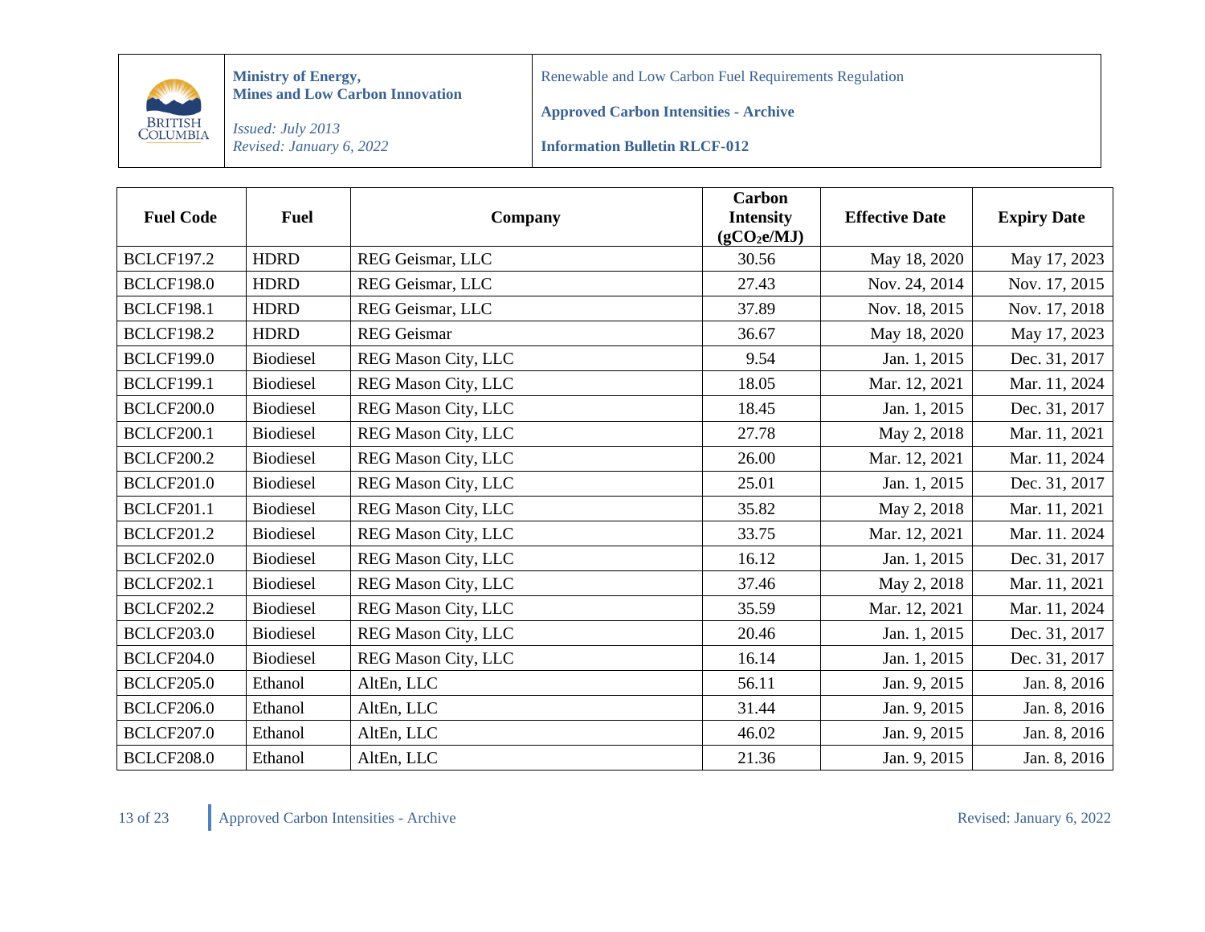| Fuel Code | Fuel | Company | Carbon Intensity ($gCO_2e/MJ$) | Effective Date | Expiry Date |
|---|---|---|---|---|---|
| BCLCF197.2 | HDRD | REG Geismar, LLC | 30.56 | May 18, 2020 | May 17, 2023 |
| BCLCF198.0 | HDRD | REG Geismar, LLC | 27.43 | Nov. 24, 2014 | Nov. 17, 2015 |
| BCLCF198.1 | HDRD | REG Geismar, LLC | 37.89 | Nov. 18, 2015 | Nov. 17, 2018 |
| BCLCF198.2 | HDRD | REG Geismar | 36.67 | May 18, 2020 | May 17, 2023 |
| BCLCF199.0 | Biodiesel | REG Mason City, LLC | 9.54 | Jan. 1, 2015 | Dec. 31, 2017 |
| BCLCF199.1 | Biodiesel | REG Mason City, LLC | 18.05 | Mar. 12, 2021 | Mar. 11, 2024 |
| BCLCF200.0 | Biodiesel | REG Mason City, LLC | 18.45 | Jan. 1, 2015 | Dec. 31, 2017 |
| BCLCF200.1 | Biodiesel | REG Mason City, LLC | 27.78 | May 2, 2018 | Mar. 11, 2021 |
| BCLCF200.2 | Biodiesel | REG Mason City, LLC | 26.00 | Mar. 12, 2021 | Mar. 11, 2024 |
| BCLCF201.0 | Biodiesel | REG Mason City, LLC | 25.01 | Jan. 1, 2015 | Dec. 31, 2017 |
| BCLCF201.1 | Biodiesel | REG Mason City, LLC | 35.82 | May 2, 2018 | Mar. 11, 2021 |
| BCLCF201.2 | Biodiesel | REG Mason City, LLC | 33.75 | Mar. 12, 2021 | Mar. 11. 2024 |
| BCLCF202.0 | Biodiesel | REG Mason City, LLC | 16.12 | Jan. 1, 2015 | Dec. 31, 2017 |
| BCLCF202.1 | Biodiesel | REG Mason City, LLC | 37.46 | May 2, 2018 | Mar. 11, 2021 |
| BCLCF202.2 | Biodiesel | REG Mason City, LLC | 35.59 | Mar. 12, 2021 | Mar. 11, 2024 |
| BCLCF203.0 | Biodiesel | REG Mason City, LLC | 20.46 | Jan. 1, 2015 | Dec. 31, 2017 |
| BCLCF204.0 | Biodiesel | REG Mason City, LLC | 16.14 | Jan. 1, 2015 | Dec. 31, 2017 |
| BCLCF205.0 | Ethanol | AltEn, LLC | 56.11 | Jan. 9, 2015 | Jan. 8, 2016 |
| BCLCF206.0 | Ethanol | AltEn, LLC | 31.44 | Jan. 9, 2015 | Jan. 8, 2016 |
| BCLCF207.0 | Ethanol | AltEn, LLC | 46.02 | Jan. 9, 2015 | Jan. 8, 2016 |
| BCLCF208.0 | Ethanol | AltEn, LLC | 21.36 | Jan. 9, 2015 | Jan. 8, 2016 |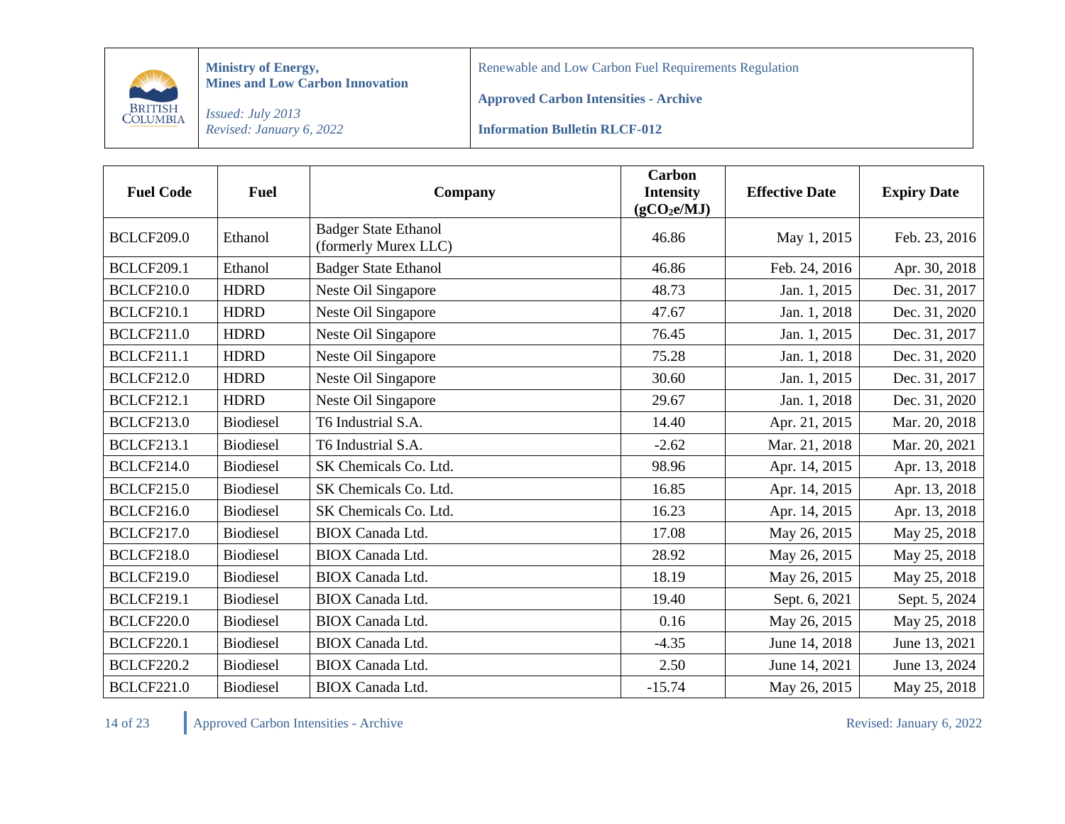| Fuel Code | Fuel | Company | Carbon Intensity ($gCO_2e/MJ$) | Effective Date | Expiry Date |
|---|---|---|---|---|---|
| BCLCF209.0 | Ethanol | Badger State Ethanol (formerly Murex LLC) | 46.86 | May 1, 2015 | Feb. 23, 2016 |
| BCLCF209.1 | Ethanol | Badger State Ethanol | 46.86 | Feb. 24, 2016 | Apr. 30, 2018 |
| BCLCF210.0 | HDRD | Neste Oil Singapore | 48.73 | Jan. 1, 2015 | Dec. 31, 2017 |
| BCLCF210.1 | HDRD | Neste Oil Singapore | 47.67 | Jan. 1, 2018 | Dec. 31, 2020 |
| BCLCF211.0 | HDRD | Neste Oil Singapore | 76.45 | Jan. 1, 2015 | Dec. 31, 2017 |
| BCLCF211.1 | HDRD | Neste Oil Singapore | 75.28 | Jan. 1, 2018 | Dec. 31, 2020 |
| BCLCF212.0 | HDRD | Neste Oil Singapore | 30.60 | Jan. 1, 2015 | Dec. 31, 2017 |
| BCLCF212.1 | HDRD | Neste Oil Singapore | 29.67 | Jan. 1, 2018 | Dec. 31, 2020 |
| BCLCF213.0 | Biodiesel | T6 Industrial S.A. | 14.40 | Apr. 21, 2015 | Mar. 20, 2018 |
| BCLCF213.1 | Biodiesel | T6 Industrial S.A. | -2.62 | Mar. 21, 2018 | Mar. 20, 2021 |
| BCLCF214.0 | Biodiesel | SK Chemicals Co. Ltd. | 98.96 | Apr. 14, 2015 | Apr. 13, 2018 |
| BCLCF215.0 | Biodiesel | SK Chemicals Co. Ltd. | 16.85 | Apr. 14, 2015 | Apr. 13, 2018 |
| BCLCF216.0 | Biodiesel | SK Chemicals Co. Ltd. | 16.23 | Apr. 14, 2015 | Apr. 13, 2018 |
| BCLCF217.0 | Biodiesel | BIOX Canada Ltd. | 17.08 | May 26, 2015 | May 25, 2018 |
| BCLCF218.0 | Biodiesel | BIOX Canada Ltd. | 28.92 | May 26, 2015 | May 25, 2018 |
| BCLCF219.0 | Biodiesel | BIOX Canada Ltd. | 18.19 | May 26, 2015 | May 25, 2018 |
| BCLCF219.1 | Biodiesel | BIOX Canada Ltd. | 19.40 | Sept. 6, 2021 | Sept. 5, 2024 |
| BCLCF220.0 | Biodiesel | BIOX Canada Ltd. | 0.16 | May 26, 2015 | May 25, 2018 |
| BCLCF220.1 | Biodiesel | BIOX Canada Ltd. | -4.35 | June 14, 2018 | June 13, 2021 |
| BCLCF220.2 | Biodiesel | BIOX Canada Ltd. | 2.50 | June 14, 2021 | June 13, 2024 |
| BCLCF221.0 | Biodiesel | BIOX Canada Ltd. | -15.74 | May 26, 2015 | May 25, 2018 |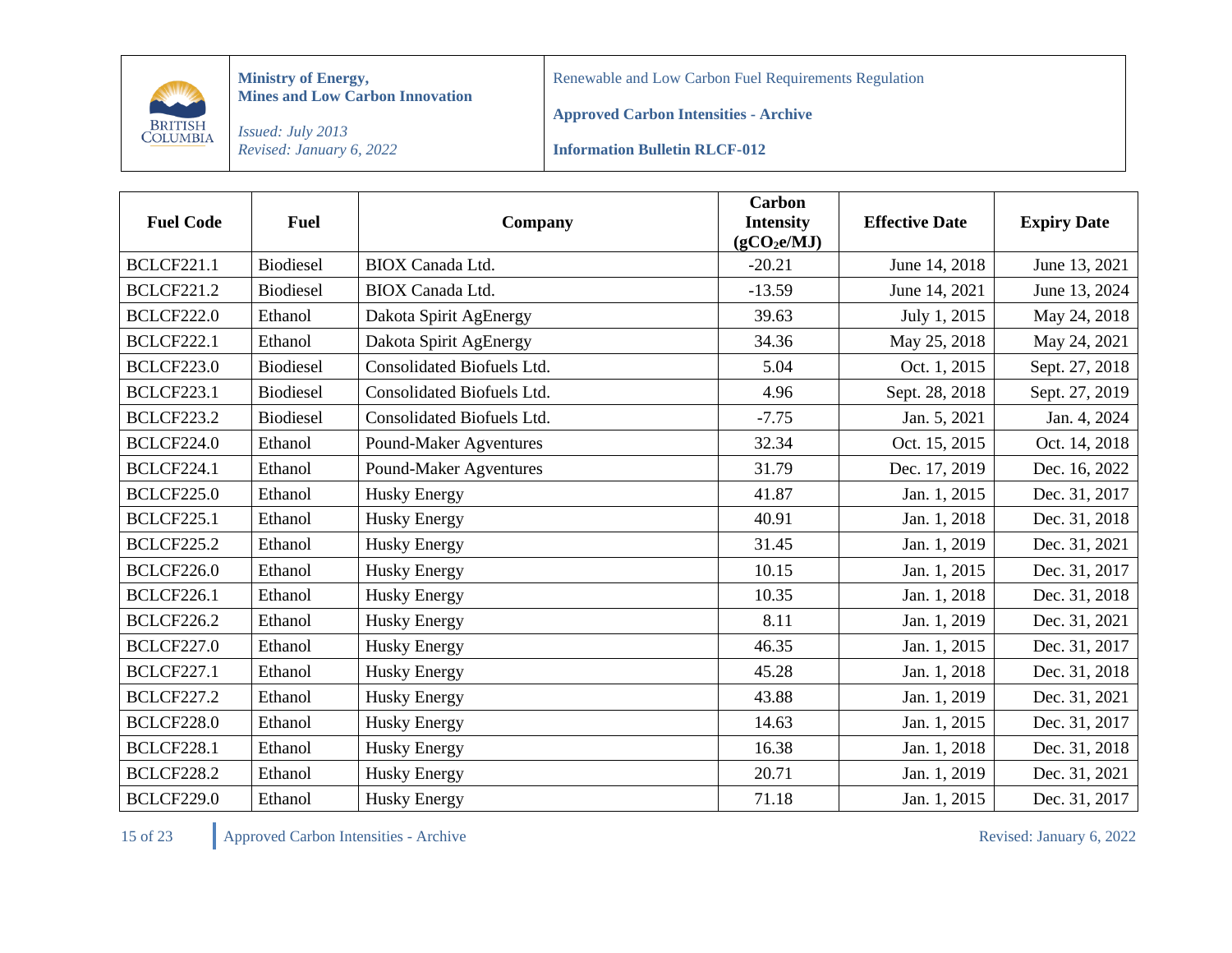| Fuel Code | Fuel | Company | Carbon Intensity ($gCO_2e/MJ$) | Effective Date | Expiry Date |
|---|---|---|---|---|---|
| BCLCF221.1 | Biodiesel | BIOX Canada Ltd. | -20.21 | June 14, 2018 | June 13, 2021 |
| BCLCF221.2 | Biodiesel | BIOX Canada Ltd. | -13.59 | June 14, 2021 | June 13, 2024 |
| BCLCF222.0 | Ethanol | Dakota Spirit AgEnergy | 39.63 | July 1, 2015 | May 24, 2018 |
| BCLCF222.1 | Ethanol | Dakota Spirit AgEnergy | 34.36 | May 25, 2018 | May 24, 2021 |
| BCLCF223.0 | Biodiesel | Consolidated Biofuels Ltd. | 5.04 | Oct. 1, 2015 | Sept. 27, 2018 |
| BCLCF223.1 | Biodiesel | Consolidated Biofuels Ltd. | 4.96 | Sept. 28, 2018 | Sept. 27, 2019 |
| BCLCF223.2 | Biodiesel | Consolidated Biofuels Ltd. | -7.75 | Jan. 5, 2021 | Jan. 4, 2024 |
| BCLCF224.0 | Ethanol | Pound-Maker Agventures | 32.34 | Oct. 15, 2015 | Oct. 14, 2018 |
| BCLCF224.1 | Ethanol | Pound-Maker Agventures | 31.79 | Dec. 17, 2019 | Dec. 16, 2022 |
| BCLCF225.0 | Ethanol | Husky Energy | 41.87 | Jan. 1, 2015 | Dec. 31, 2017 |
| BCLCF225.1 | Ethanol | Husky Energy | 40.91 | Jan. 1, 2018 | Dec. 31, 2018 |
| BCLCF225.2 | Ethanol | Husky Energy | 31.45 | Jan. 1, 2019 | Dec. 31, 2021 |
| BCLCF226.0 | Ethanol | Husky Energy | 10.15 | Jan. 1, 2015 | Dec. 31, 2017 |
| BCLCF226.1 | Ethanol | Husky Energy | 10.35 | Jan. 1, 2018 | Dec. 31, 2018 |
| BCLCF226.2 | Ethanol | Husky Energy | 8.11 | Jan. 1, 2019 | Dec. 31, 2021 |
| BCLCF227.0 | Ethanol | Husky Energy | 46.35 | Jan. 1, 2015 | Dec. 31, 2017 |
| BCLCF227.1 | Ethanol | Husky Energy | 45.28 | Jan. 1, 2018 | Dec. 31, 2018 |
| BCLCF227.2 | Ethanol | Husky Energy | 43.88 | Jan. 1, 2019 | Dec. 31, 2021 |
| BCLCF228.0 | Ethanol | Husky Energy | 14.63 | Jan. 1, 2015 | Dec. 31, 2017 |
| BCLCF228.1 | Ethanol | Husky Energy | 16.38 | Jan. 1, 2018 | Dec. 31, 2018 |
| BCLCF228.2 | Ethanol | Husky Energy | 20.71 | Jan. 1, 2019 | Dec. 31, 2021 |
| BCLCF229.0 | Ethanol | Husky Energy | 71.18 | Jan. 1, 2015 | Dec. 31, 2017 |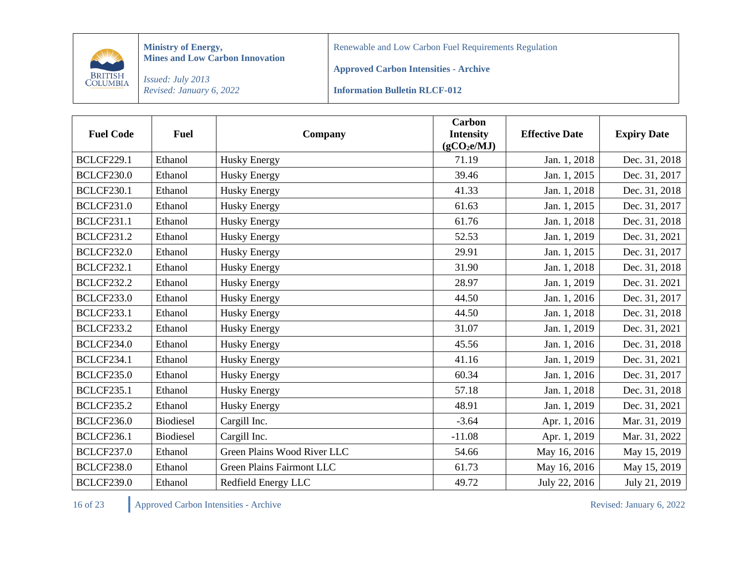| Fuel Code | Fuel | Company | Carbon Intensity ($gCO_2e/MJ$) | Effective Date | Expiry Date |
|---|---|---|---|---|---|
| BCLCF229.1 | Ethanol | Husky Energy | 71.19 | Jan. 1, 2018 | Dec. 31, 2018 |
| BCLCF230.0 | Ethanol | Husky Energy | 39.46 | Jan. 1, 2015 | Dec. 31, 2017 |
| BCLCF230.1 | Ethanol | Husky Energy | 41.33 | Jan. 1, 2018 | Dec. 31, 2018 |
| BCLCF231.0 | Ethanol | Husky Energy | 61.63 | Jan. 1, 2015 | Dec. 31, 2017 |
| BCLCF231.1 | Ethanol | Husky Energy | 61.76 | Jan. 1, 2018 | Dec. 31, 2018 |
| BCLCF231.2 | Ethanol | Husky Energy | 52.53 | Jan. 1, 2019 | Dec. 31, 2021 |
| BCLCF232.0 | Ethanol | Husky Energy | 29.91 | Jan. 1, 2015 | Dec. 31, 2017 |
| BCLCF232.1 | Ethanol | Husky Energy | 31.90 | Jan. 1, 2018 | Dec. 31, 2018 |
| BCLCF232.2 | Ethanol | Husky Energy | 28.97 | Jan. 1, 2019 | Dec. 31. 2021 |
| BCLCF233.0 | Ethanol | Husky Energy | 44.50 | Jan. 1, 2016 | Dec. 31, 2017 |
| BCLCF233.1 | Ethanol | Husky Energy | 44.50 | Jan. 1, 2018 | Dec. 31, 2018 |
| BCLCF233.2 | Ethanol | Husky Energy | 31.07 | Jan. 1, 2019 | Dec. 31, 2021 |
| BCLCF234.0 | Ethanol | Husky Energy | 45.56 | Jan. 1, 2016 | Dec. 31, 2018 |
| BCLCF234.1 | Ethanol | Husky Energy | 41.16 | Jan. 1, 2019 | Dec. 31, 2021 |
| BCLCF235.0 | Ethanol | Husky Energy | 60.34 | Jan. 1, 2016 | Dec. 31, 2017 |
| BCLCF235.1 | Ethanol | Husky Energy | 57.18 | Jan. 1, 2018 | Dec. 31, 2018 |
| BCLCF235.2 | Ethanol | Husky Energy | 48.91 | Jan. 1, 2019 | Dec. 31, 2021 |
| BCLCF236.0 | Biodiesel | Cargill Inc. | -3.64 | Apr. 1, 2016 | Mar. 31, 2019 |
| BCLCF236.1 | Biodiesel | Cargill Inc. | -11.08 | Apr. 1, 2019 | Mar. 31, 2022 |
| BCLCF237.0 | Ethanol | Green Plains Wood River LLC | 54.66 | May 16, 2016 | May 15, 2019 |
| BCLCF238.0 | Ethanol | Green Plains Fairmont LLC | 61.73 | May 16, 2016 | May 15, 2019 |
| BCLCF239.0 | Ethanol | Redfield Energy LLC | 49.72 | July 22, 2016 | July 21, 2019 |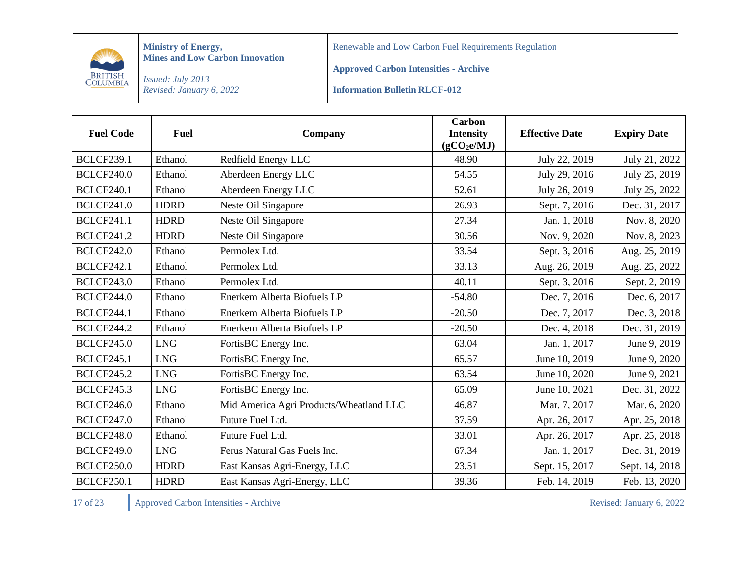| Fuel Code | Fuel | Company | Carbon Intensity ($gCO_2e/MJ$) | Effective Date | Expiry Date |
|---|---|---|---|---|---|
| BCLCF239.1 | Ethanol | Redfield Energy LLC | 48.90 | July 22, 2019 | July 21, 2022 |
| BCLCF240.0 | Ethanol | Aberdeen Energy LLC | 54.55 | July 29, 2016 | July 25, 2019 |
| BCLCF240.1 | Ethanol | Aberdeen Energy LLC | 52.61 | July 26, 2019 | July 25, 2022 |
| BCLCF241.0 | HDRD | Neste Oil Singapore | 26.93 | Sept. 7, 2016 | Dec. 31, 2017 |
| BCLCF241.1 | HDRD | Neste Oil Singapore | 27.34 | Jan. 1, 2018 | Nov. 8, 2020 |
| BCLCF241.2 | HDRD | Neste Oil Singapore | 30.56 | Nov. 9, 2020 | Nov. 8, 2023 |
| BCLCF242.0 | Ethanol | Permolex Ltd. | 33.54 | Sept. 3, 2016 | Aug. 25, 2019 |
| BCLCF242.1 | Ethanol | Permolex Ltd. | 33.13 | Aug. 26, 2019 | Aug. 25, 2022 |
| BCLCF243.0 | Ethanol | Permolex Ltd. | 40.11 | Sept. 3, 2016 | Sept. 2, 2019 |
| BCLCF244.0 | Ethanol | Enerkem Alberta Biofuels LP | -54.80 | Dec. 7, 2016 | Dec. 6, 2017 |
| BCLCF244.1 | Ethanol | Enerkem Alberta Biofuels LP | -20.50 | Dec. 7, 2017 | Dec. 3, 2018 |
| BCLCF244.2 | Ethanol | Enerkem Alberta Biofuels LP | -20.50 | Dec. 4, 2018 | Dec. 31, 2019 |
| BCLCF245.0 | LNG | FortisBC Energy Inc. | 63.04 | Jan. 1, 2017 | June 9, 2019 |
| BCLCF245.1 | LNG | FortisBC Energy Inc. | 65.57 | June 10, 2019 | June 9, 2020 |
| BCLCF245.2 | LNG | FortisBC Energy Inc. | 63.54 | June 10, 2020 | June 9, 2021 |
| BCLCF245.3 | LNG | FortisBC Energy Inc. | 65.09 | June 10, 2021 | Dec. 31, 2022 |
| BCLCF246.0 | Ethanol | Mid America Agri Products/Wheatland LLC | 46.87 | Mar. 7, 2017 | Mar. 6, 2020 |
| BCLCF247.0 | Ethanol | Future Fuel Ltd. | 37.59 | Apr. 26, 2017 | Apr. 25, 2018 |
| BCLCF248.0 | Ethanol | Future Fuel Ltd. | 33.01 | Apr. 26, 2017 | Apr. 25, 2018 |
| BCLCF249.0 | LNG | Ferus Natural Gas Fuels Inc. | 67.34 | Jan. 1, 2017 | Dec. 31, 2019 |
| BCLCF250.0 | HDRD | East Kansas Agri-Energy, LLC | 23.51 | Sept. 15, 2017 | Sept. 14, 2018 |
| BCLCF250.1 | HDRD | East Kansas Agri-Energy, LLC | 39.36 | Feb. 14, 2019 | Feb. 13, 2020 |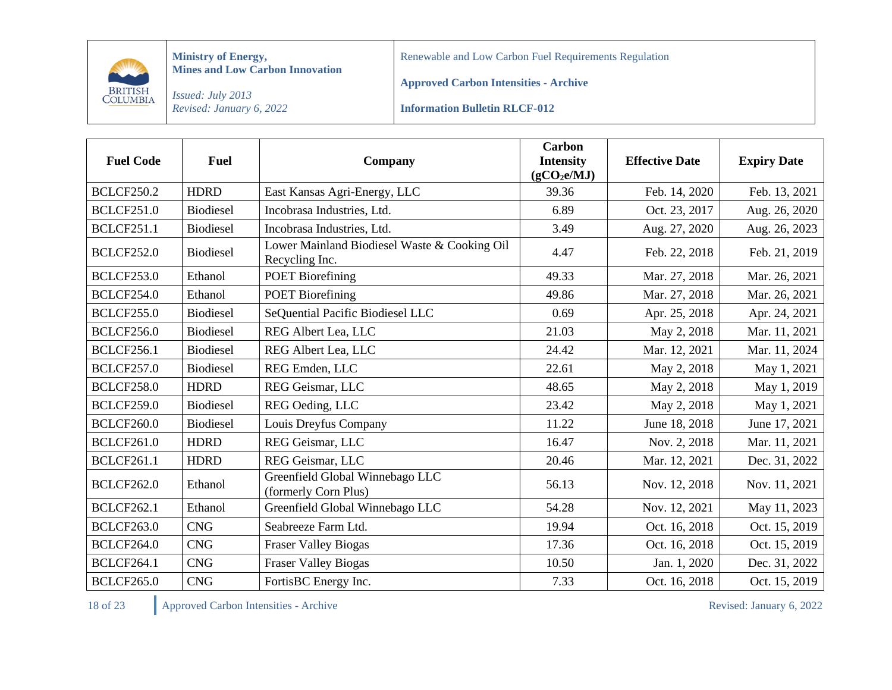| Fuel Code | Fuel | Company | Carbon Intensity ($gCO_2e/MJ$) | Effective Date | Expiry Date |
| --- | --- | --- | --- | --- | --- |
| BCLCF250.2 | HDRD | East Kansas Agri-Energy, LLC | 39.36 | Feb. 14, 2020 | Feb. 13, 2021 |
| BCLCF251.0 | Biodiesel | Incobrasa Industries, Ltd. | 6.89 | Oct. 23, 2017 | Aug. 26, 2020 |
| BCLCF251.1 | Biodiesel | Incobrasa Industries, Ltd. | 3.49 | Aug. 27, 2020 | Aug. 26, 2023 |
| BCLCF252.0 | Biodiesel | Lower Mainland Biodiesel Waste & Cooking Oil Recycling Inc. | 4.47 | Feb. 22, 2018 | Feb. 21, 2019 |
| BCLCF253.0 | Ethanol | POET Biorefining | 49.33 | Mar. 27, 2018 | Mar. 26, 2021 |
| BCLCF254.0 | Ethanol | POET Biorefining | 49.86 | Mar. 27, 2018 | Mar. 26, 2021 |
| BCLCF255.0 | Biodiesel | SeQuential Pacific Biodiesel LLC | 0.69 | Apr. 25, 2018 | Apr. 24, 2021 |
| BCLCF256.0 | Biodiesel | REG Albert Lea, LLC | 21.03 | May 2, 2018 | Mar. 11, 2021 |
| BCLCF256.1 | Biodiesel | REG Albert Lea, LLC | 24.42 | Mar. 12, 2021 | Mar. 11, 2024 |
| BCLCF257.0 | Biodiesel | REG Emden, LLC | 22.61 | May 2, 2018 | May 1, 2021 |
| BCLCF258.0 | HDRD | REG Geismar, LLC | 48.65 | May 2, 2018 | May 1, 2019 |
| BCLCF259.0 | Biodiesel | REG Oeding, LLC | 23.42 | May 2, 2018 | May 1, 2021 |
| BCLCF260.0 | Biodiesel | Louis Dreyfus Company | 11.22 | June 18, 2018 | June 17, 2021 |
| BCLCF261.0 | HDRD | REG Geismar, LLC | 16.47 | Nov. 2, 2018 | Mar. 11, 2021 |
| BCLCF261.1 | HDRD | REG Geismar, LLC | 20.46 | Mar. 12, 2021 | Dec. 31, 2022 |
| BCLCF262.0 | Ethanol | Greenfield Global Winnebago LLC (formerly Corn Plus) | 56.13 | Nov. 12, 2018 | Nov. 11, 2021 |
| BCLCF262.1 | Ethanol | Greenfield Global Winnebago LLC | 54.28 | Nov. 12, 2021 | May 11, 2023 |
| BCLCF263.0 | CNG | Seabreeze Farm Ltd. | 19.94 | Oct. 16, 2018 | Oct. 15, 2019 |
| BCLCF264.0 | CNG | Fraser Valley Biogas | 17.36 | Oct. 16, 2018 | Oct. 15, 2019 |
| BCLCF264.1 | CNG | Fraser Valley Biogas | 10.50 | Jan. 1, 2020 | Dec. 31, 2022 |
| BCLCF265.0 | CNG | FortisBC Energy Inc. | 7.33 | Oct. 16, 2018 | Oct. 15, 2019 |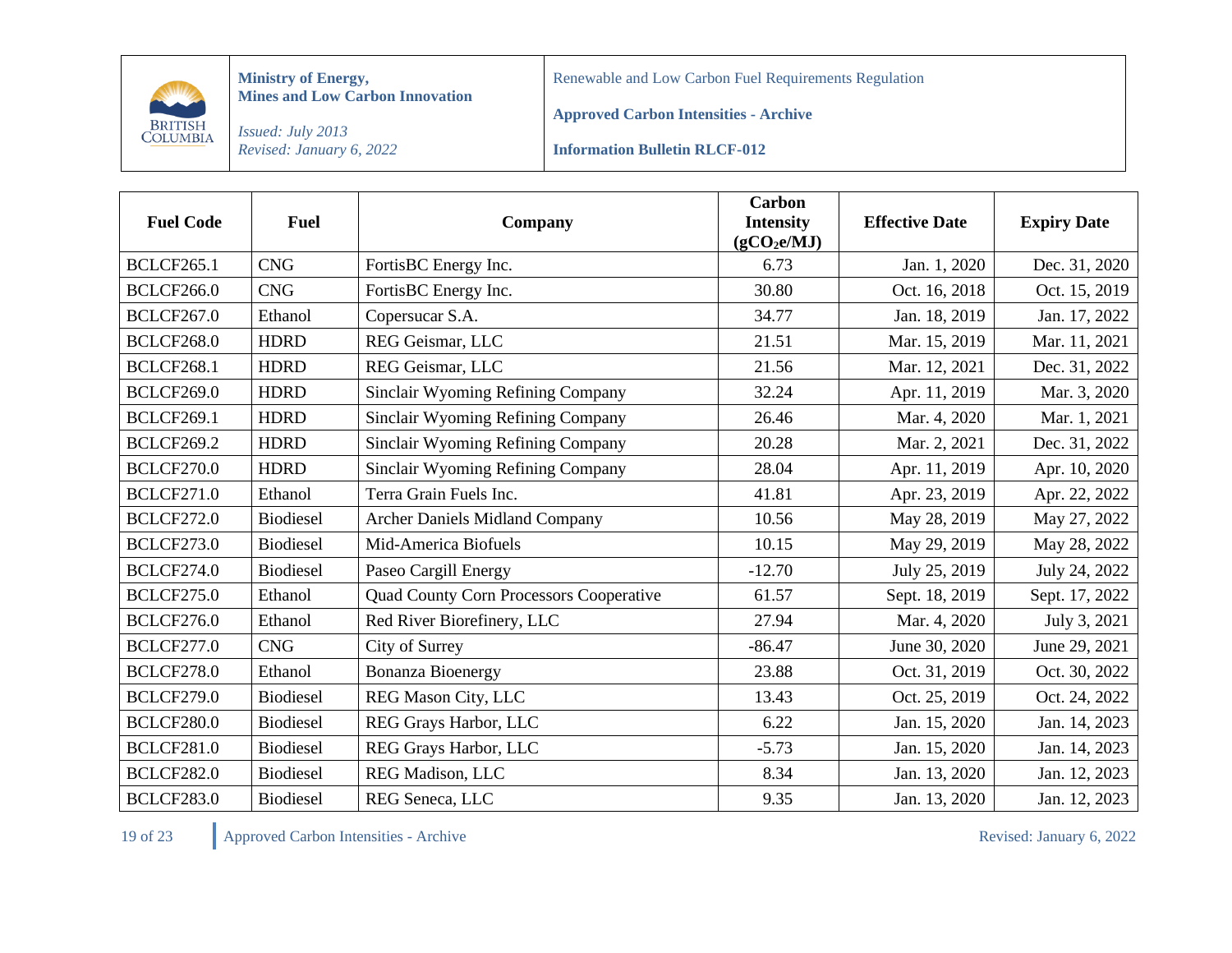| Fuel Code | Fuel | Company | Carbon Intensity ($gCO_2e/MJ$) | Effective Date | Expiry Date |
|---|---|---|---|---|---|
| BCLCF265.1 | CNG | FortisBC Energy Inc. | 6.73 | Jan. 1, 2020 | Dec. 31, 2020 |
| BCLCF266.0 | CNG | FortisBC Energy Inc. | 30.80 | Oct. 16, 2018 | Oct. 15, 2019 |
| BCLCF267.0 | Ethanol | Copersucar S.A. | 34.77 | Jan. 18, 2019 | Jan. 17, 2022 |
| BCLCF268.0 | HDRD | REG Geismar, LLC | 21.51 | Mar. 15, 2019 | Mar. 11, 2021 |
| BCLCF268.1 | HDRD | REG Geismar, LLC | 21.56 | Mar. 12, 2021 | Dec. 31, 2022 |
| BCLCF269.0 | HDRD | Sinclair Wyoming Refining Company | 32.24 | Apr. 11, 2019 | Mar. 3, 2020 |
| BCLCF269.1 | HDRD | Sinclair Wyoming Refining Company | 26.46 | Mar. 4, 2020 | Mar. 1, 2021 |
| BCLCF269.2 | HDRD | Sinclair Wyoming Refining Company | 20.28 | Mar. 2, 2021 | Dec. 31, 2022 |
| BCLCF270.0 | HDRD | Sinclair Wyoming Refining Company | 28.04 | Apr. 11, 2019 | Apr. 10, 2020 |
| BCLCF271.0 | Ethanol | Terra Grain Fuels Inc. | 41.81 | Apr. 23, 2019 | Apr. 22, 2022 |
| BCLCF272.0 | Biodiesel | Archer Daniels Midland Company | 10.56 | May 28, 2019 | May 27, 2022 |
| BCLCF273.0 | Biodiesel | Mid-America Biofuels | 10.15 | May 29, 2019 | May 28, 2022 |
| BCLCF274.0 | Biodiesel | Paseo Cargill Energy | -12.70 | July 25, 2019 | July 24, 2022 |
| BCLCF275.0 | Ethanol | Quad County Corn Processors Cooperative | 61.57 | Sept. 18, 2019 | Sept. 17, 2022 |
| BCLCF276.0 | Ethanol | Red River Biorefinery, LLC | 27.94 | Mar. 4, 2020 | July 3, 2021 |
| BCLCF277.0 | CNG | City of Surrey | -86.47 | June 30, 2020 | June 29, 2021 |
| BCLCF278.0 | Ethanol | Bonanza Bioenergy | 23.88 | Oct. 31, 2019 | Oct. 30, 2022 |
| BCLCF279.0 | Biodiesel | REG Mason City, LLC | 13.43 | Oct. 25, 2019 | Oct. 24, 2022 |
| BCLCF280.0 | Biodiesel | REG Grays Harbor, LLC | 6.22 | Jan. 15, 2020 | Jan. 14, 2023 |
| BCLCF281.0 | Biodiesel | REG Grays Harbor, LLC | -5.73 | Jan. 15, 2020 | Jan. 14, 2023 |
| BCLCF282.0 | Biodiesel | REG Madison, LLC | 8.34 | Jan. 13, 2020 | Jan. 12, 2023 |
| BCLCF283.0 | Biodiesel | REG Seneca, LLC | 9.35 | Jan. 13, 2020 | Jan. 12, 2023 |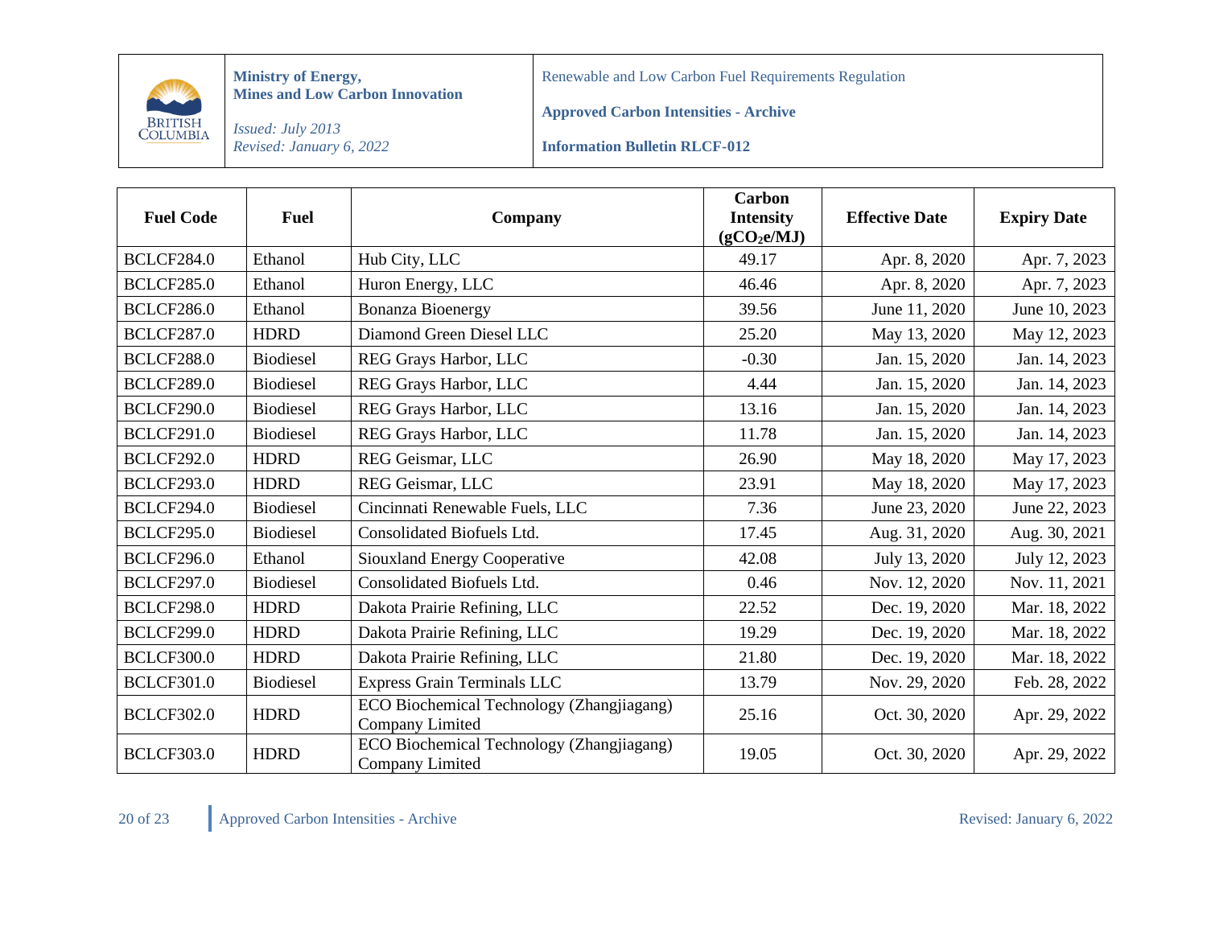| Fuel Code | Fuel | Company | Carbon Intensity ($gCO_2e/MJ$) | Effective Date | Expiry Date |
|---|---|---|---|---|---|
| BCLCF284.0 | Ethanol | Hub City, LLC | 49.17 | Apr. 8, 2020 | Apr. 7, 2023 |
| BCLCF285.0 | Ethanol | Huron Energy, LLC | 46.46 | Apr. 8, 2020 | Apr. 7, 2023 |
| BCLCF286.0 | Ethanol | Bonanza Bioenergy | 39.56 | June 11, 2020 | June 10, 2023 |
| BCLCF287.0 | HDRD | Diamond Green Diesel LLC | 25.20 | May 13, 2020 | May 12, 2023 |
| BCLCF288.0 | Biodiesel | REG Grays Harbor, LLC | -0.30 | Jan. 15, 2020 | Jan. 14, 2023 |
| BCLCF289.0 | Biodiesel | REG Grays Harbor, LLC | 4.44 | Jan. 15, 2020 | Jan. 14, 2023 |
| BCLCF290.0 | Biodiesel | REG Grays Harbor, LLC | 13.16 | Jan. 15, 2020 | Jan. 14, 2023 |
| BCLCF291.0 | Biodiesel | REG Grays Harbor, LLC | 11.78 | Jan. 15, 2020 | Jan. 14, 2023 |
| BCLCF292.0 | HDRD | REG Geismar, LLC | 26.90 | May 18, 2020 | May 17, 2023 |
| BCLCF293.0 | HDRD | REG Geismar, LLC | 23.91 | May 18, 2020 | May 17, 2023 |
| BCLCF294.0 | Biodiesel | Cincinnati Renewable Fuels, LLC | 7.36 | June 23, 2020 | June 22, 2023 |
| BCLCF295.0 | Biodiesel | Consolidated Biofuels Ltd. | 17.45 | Aug. 31, 2020 | Aug. 30, 2021 |
| BCLCF296.0 | Ethanol | Siouxland Energy Cooperative | 42.08 | July 13, 2020 | July 12, 2023 |
| BCLCF297.0 | Biodiesel | Consolidated Biofuels Ltd. | 0.46 | Nov. 12, 2020 | Nov. 11, 2021 |
| BCLCF298.0 | HDRD | Dakota Prairie Refining, LLC | 22.52 | Dec. 19, 2020 | Mar. 18, 2022 |
| BCLCF299.0 | HDRD | Dakota Prairie Refining, LLC | 19.29 | Dec. 19, 2020 | Mar. 18, 2022 |
| BCLCF300.0 | HDRD | Dakota Prairie Refining, LLC | 21.80 | Dec. 19, 2020 | Mar. 18, 2022 |
| BCLCF301.0 | Biodiesel | Express Grain Terminals LLC | 13.79 | Nov. 29, 2020 | Feb. 28, 2022 |
| BCLCF302.0 | HDRD | ECO Biochemical Technology (Zhangjiagang) Company Limited | 25.16 | Oct. 30, 2020 | Apr. 29, 2022 |
| BCLCF303.0 | HDRD | ECO Biochemical Technology (Zhangjiagang) Company Limited | 19.05 | Oct. 30, 2020 | Apr. 29, 2022 |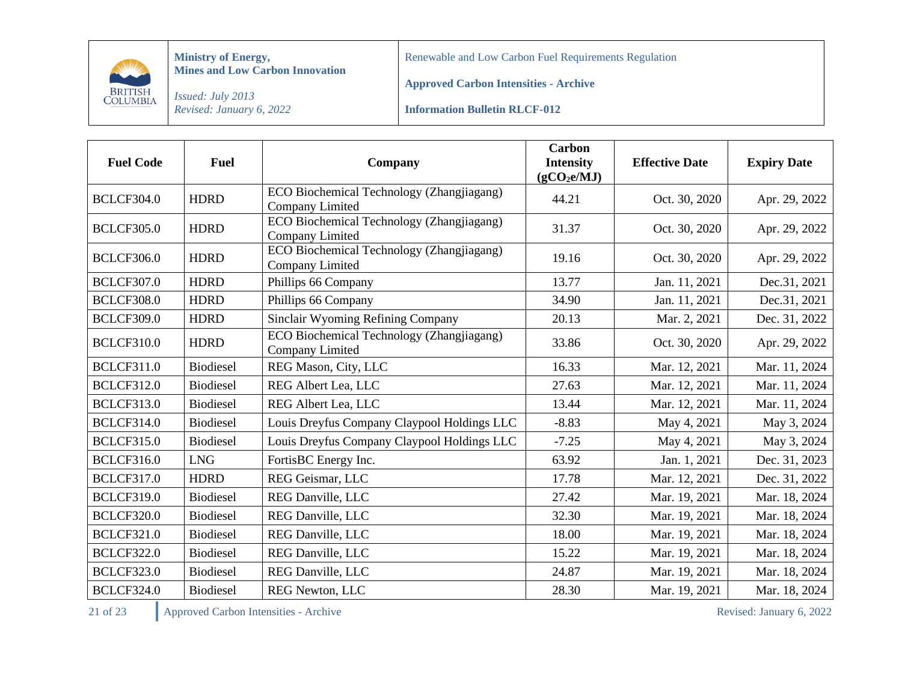| Fuel Code | Fuel | Company | Carbon Intensity ($gCO_2e/MJ$) | Effective Date | Expiry Date |
|---|---|---|---|---|---|
| BCLCF304.0 | HDRD | ECO Biochemical Technology (Zhangjiagang) Company Limited | 44.21 | Oct. 30, 2020 | Apr. 29, 2022 |
| BCLCF305.0 | HDRD | ECO Biochemical Technology (Zhangjiagang) Company Limited | 31.37 | Oct. 30, 2020 | Apr. 29, 2022 |
| BCLCF306.0 | HDRD | ECO Biochemical Technology (Zhangjiagang) Company Limited | 19.16 | Oct. 30, 2020 | Apr. 29, 2022 |
| BCLCF307.0 | HDRD | Phillips 66 Company | 13.77 | Jan. 11, 2021 | Dec.31, 2021 |
| BCLCF308.0 | HDRD | Phillips 66 Company | 34.90 | Jan. 11, 2021 | Dec.31, 2021 |
| BCLCF309.0 | HDRD | Sinclair Wyoming Refining Company | 20.13 | Mar. 2, 2021 | Dec. 31, 2022 |
| BCLCF310.0 | HDRD | ECO Biochemical Technology (Zhangjiagang) Company Limited | 33.86 | Oct. 30, 2020 | Apr. 29, 2022 |
| BCLCF311.0 | Biodiesel | REG Mason, City, LLC | 16.33 | Mar. 12, 2021 | Mar. 11, 2024 |
| BCLCF312.0 | Biodiesel | REG Albert Lea, LLC | 27.63 | Mar. 12, 2021 | Mar. 11, 2024 |
| BCLCF313.0 | Biodiesel | REG Albert Lea, LLC | 13.44 | Mar. 12, 2021 | Mar. 11, 2024 |
| BCLCF314.0 | Biodiesel | Louis Dreyfus Company Claypool Holdings LLC | -8.83 | May 4, 2021 | May 3, 2024 |
| BCLCF315.0 | Biodiesel | Louis Dreyfus Company Claypool Holdings LLC | -7.25 | May 4, 2021 | May 3, 2024 |
| BCLCF316.0 | LNG | FortisBC Energy Inc. | 63.92 | Jan. 1, 2021 | Dec. 31, 2023 |
| BCLCF317.0 | HDRD | REG Geismar, LLC | 17.78 | Mar. 12, 2021 | Dec. 31, 2022 |
| BCLCF319.0 | Biodiesel | REG Danville, LLC | 27.42 | Mar. 19, 2021 | Mar. 18, 2024 |
| BCLCF320.0 | Biodiesel | REG Danville, LLC | 32.30 | Mar. 19, 2021 | Mar. 18, 2024 |
| BCLCF321.0 | Biodiesel | REG Danville, LLC | 18.00 | Mar. 19, 2021 | Mar. 18, 2024 |
| BCLCF322.0 | Biodiesel | REG Danville, LLC | 15.22 | Mar. 19, 2021 | Mar. 18, 2024 |
| BCLCF323.0 | Biodiesel | REG Danville, LLC | 24.87 | Mar. 19, 2021 | Mar. 18, 2024 |
| BCLCF324.0 | Biodiesel | REG Newton, LLC | 28.30 | Mar. 19, 2021 | Mar. 18, 2024 |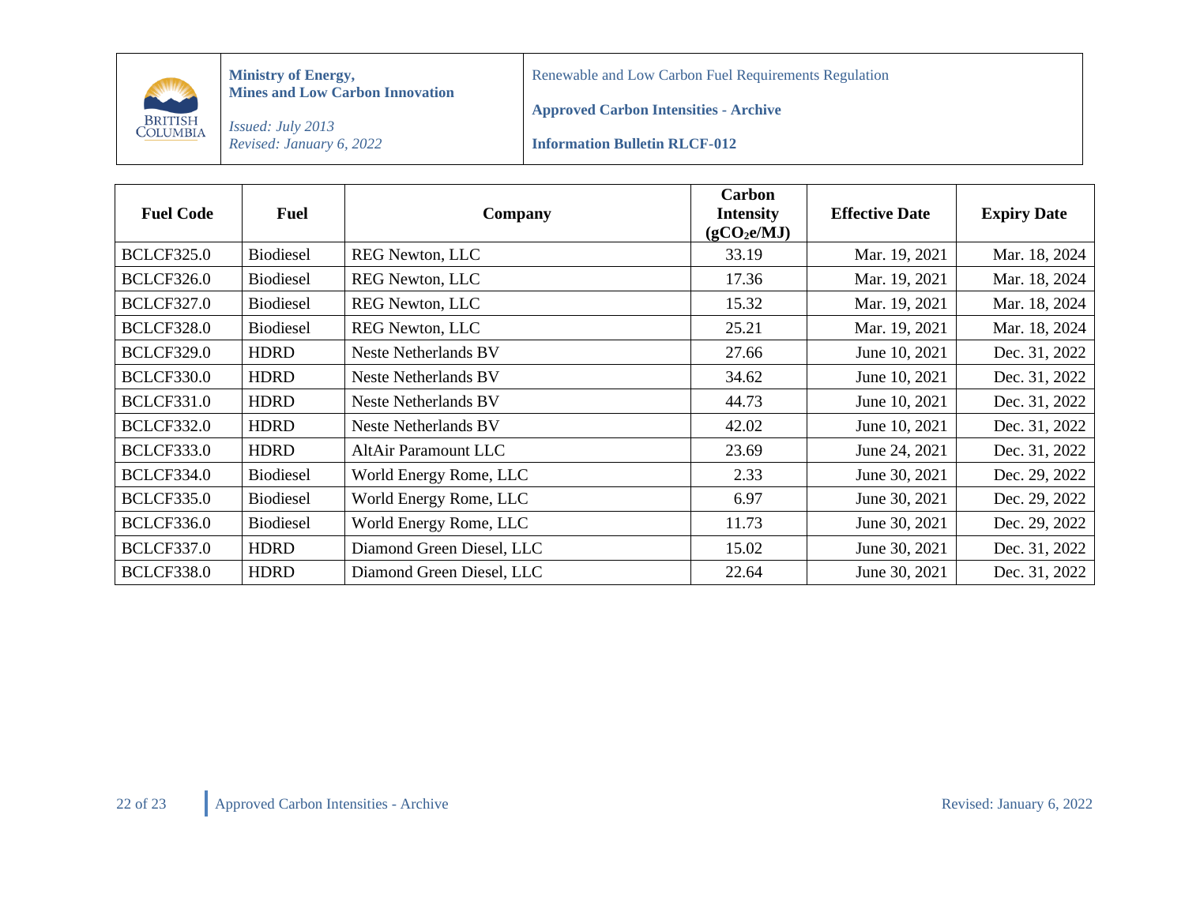| Fuel Code | Fuel | Company | Carbon Intensity ($gCO_2e/MJ$) | Effective Date | Expiry Date |
|---|---|---|---|---|---|
| BCLCF325.0 | Biodiesel | REG Newton, LLC | 33.19 | Mar. 19, 2021 | Mar. 18, 2024 |
| BCLCF326.0 | Biodiesel | REG Newton, LLC | 17.36 | Mar. 19, 2021 | Mar. 18, 2024 |
| BCLCF327.0 | Biodiesel | REG Newton, LLC | 15.32 | Mar. 19, 2021 | Mar. 18, 2024 |
| BCLCF328.0 | Biodiesel | REG Newton, LLC | 25.21 | Mar. 19, 2021 | Mar. 18, 2024 |
| BCLCF329.0 | HDRD | Neste Netherlands BV | 27.66 | June 10, 2021 | Dec. 31, 2022 |
| BCLCF330.0 | HDRD | Neste Netherlands BV | 34.62 | June 10, 2021 | Dec. 31, 2022 |
| BCLCF331.0 | HDRD | Neste Netherlands BV | 44.73 | June 10, 2021 | Dec. 31, 2022 |
| BCLCF332.0 | HDRD | Neste Netherlands BV | 42.02 | June 10, 2021 | Dec. 31, 2022 |
| BCLCF333.0 | HDRD | AltAir Paramount LLC | 23.69 | June 24, 2021 | Dec. 31, 2022 |
| BCLCF334.0 | Biodiesel | World Energy Rome, LLC | 2.33 | June 30, 2021 | Dec. 29, 2022 |
| BCLCF335.0 | Biodiesel | World Energy Rome, LLC | 6.97 | June 30, 2021 | Dec. 29, 2022 |
| BCLCF336.0 | Biodiesel | World Energy Rome, LLC | 11.73 | June 30, 2021 | Dec. 29, 2022 |
| BCLCF337.0 | HDRD | Diamond Green Diesel, LLC | 15.02 | June 30, 2021 | Dec. 31, 2022 |
| BCLCF338.0 | HDRD | Diamond Green Diesel, LLC | 22.64 | June 30, 2021 | Dec. 31, 2022 |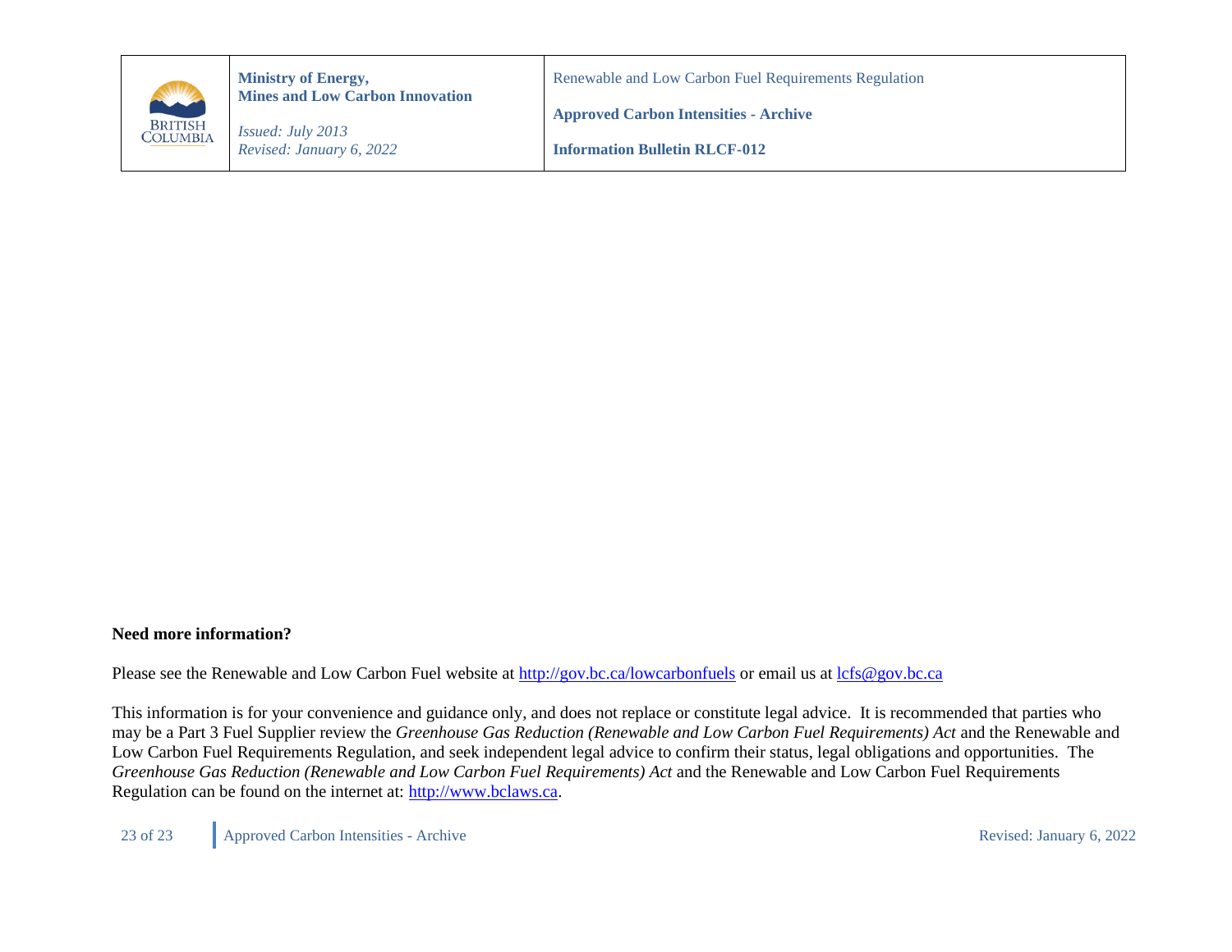**Need more information?**

Please see the Renewable and Low Carbon Fuel website at http://gov.bc.ca/lowcarbonfuels or email us at lcfs@gov.bc.ca

This information is for your convenience and guidance only, and does not replace or constitute legal advice. It is recommended that parties who may be a Part 3 Fuel Supplier review the *Greenhouse Gas Reduction (Renewable and Low Carbon Fuel Requirements) Act* and the Renewable and Low Carbon Fuel Requirements Regulation, and seek independent legal advice to confirm their status, legal obligations and opportunities. The *Greenhouse Gas Reduction (Renewable and Low Carbon Fuel Requirements) Act* and the Renewable and Low Carbon Fuel Requirements Regulation can be found on the internet at: http://www.bclaws.ca.